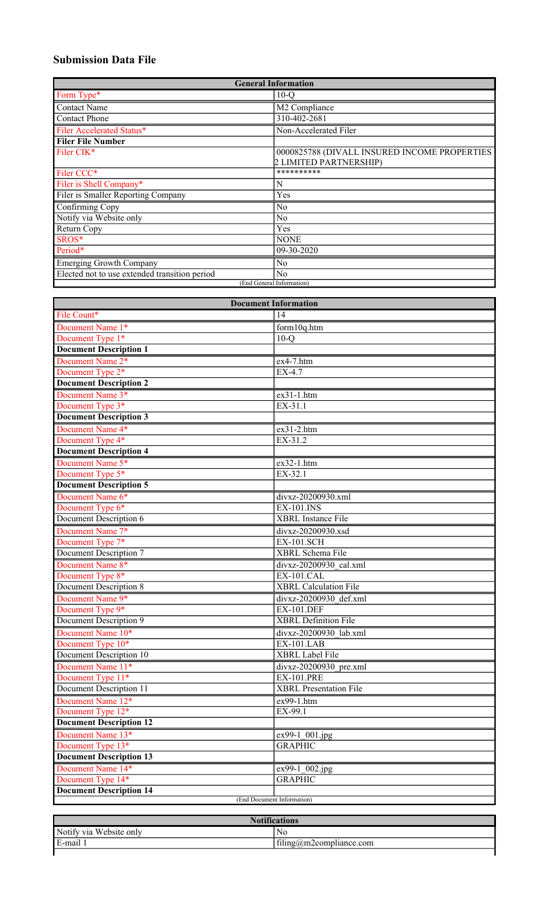# Submission Data File

| General Information | |
|---|---|
| Form Type* | 10-Q |
| Contact Name | M2 Compliance |
| Contact Phone | 310-402-2681 |
| Filer Accelerated Status* | Non-Accelerated Filer |
| **Filer File Number** | |
| Filer CIK* | 0000825788 (DIVALL INSURED INCOME PROPERTIES 2 LIMITED PARTNERSHIP) |
| Filer CCC* | ********** |
| Filer is Shell Company* | N |
| Filer is Smaller Reporting Company | Yes |
| Confirming Copy | No |
| Notify via Website only | No |
| Return Copy | Yes |
| SROS* | NONE |
| Period* | 09-30-2020 |
| Emerging Growth Company | No |
| Elected not to use extended transition period | No |
| (End General Information) | |

| Document Information | |
|---|---|
| File Count* | 14 |
| Document Name 1* | form10q.htm |
| Document Type 1* | 10-Q |
| **Document Description 1** | |
| Document Name 2* | ex4-7.htm |
| Document Type 2* | EX-4.7 |
| **Document Description 2** | |
| Document Name 3* | ex31-1.htm |
| Document Type 3* | EX-31.1 |
| **Document Description 3** | |
| Document Name 4* | ex31-2.htm |
| Document Type 4* | EX-31.2 |
| **Document Description 4** | |
| Document Name 5* | ex32-1.htm |
| Document Type 5* | EX-32.1 |
| **Document Description 5** | |
| Document Name 6* | divxz-20200930.xml |
| Document Type 6* | EX-101.INS |
| Document Description 6 | XBRL Instance File |
| Document Name 7* | divxz-20200930.xsd |
| Document Type 7* | EX-101.SCH |
| Document Description 7 | XBRL Schema File |
| Document Name 8* | divxz-20200930_cal.xml |
| Document Type 8* | EX-101.CAL |
| Document Description 8 | XBRL Calculation File |
| Document Name 9* | divxz-20200930_def.xml |
| Document Type 9* | EX-101.DEF |
| Document Description 9 | XBRL Definition File |
| Document Name 10* | divxz-20200930_lab.xml |
| Document Type 10* | EX-101.LAB |
| Document Description 10 | XBRL Label File |
| Document Name 11* | divxz-20200930_pre.xml |
| Document Type 11* | EX-101.PRE |
| Document Description 11 | XBRL Presentation File |
| Document Name 12* | ex99-1.htm |
| Document Type 12* | EX-99.1 |
| **Document Description 12** | |
| Document Name 13* | ex99-1_001.jpg |
| Document Type 13* | GRAPHIC |
| **Document Description 13** | |
| Document Name 14* | ex99-1_002.jpg |
| Document Type 14* | GRAPHIC |
| **Document Description 14** | |
| (End Document Information) | |

| Notifications | |
|---|---|
| Notify via Website only | No |
| E-mail 1 | filing@m2compliance.com |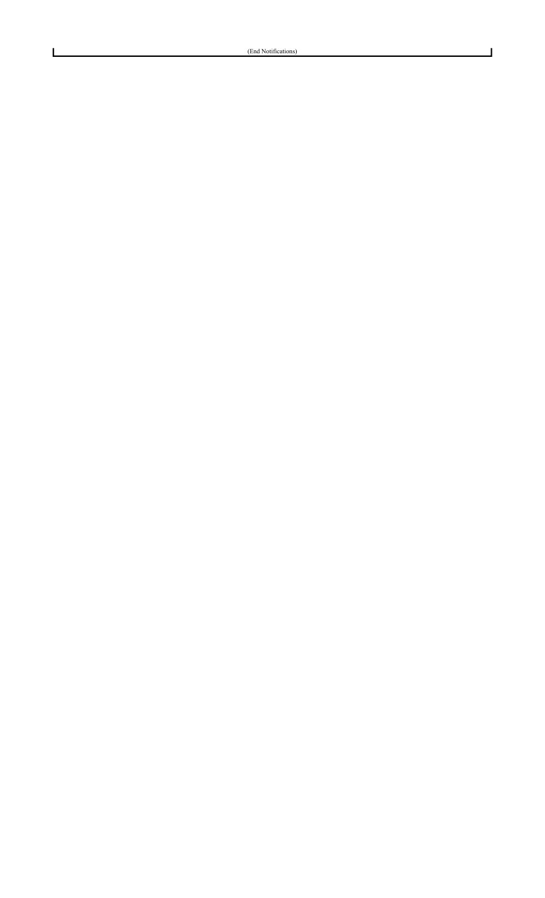(End Notifications)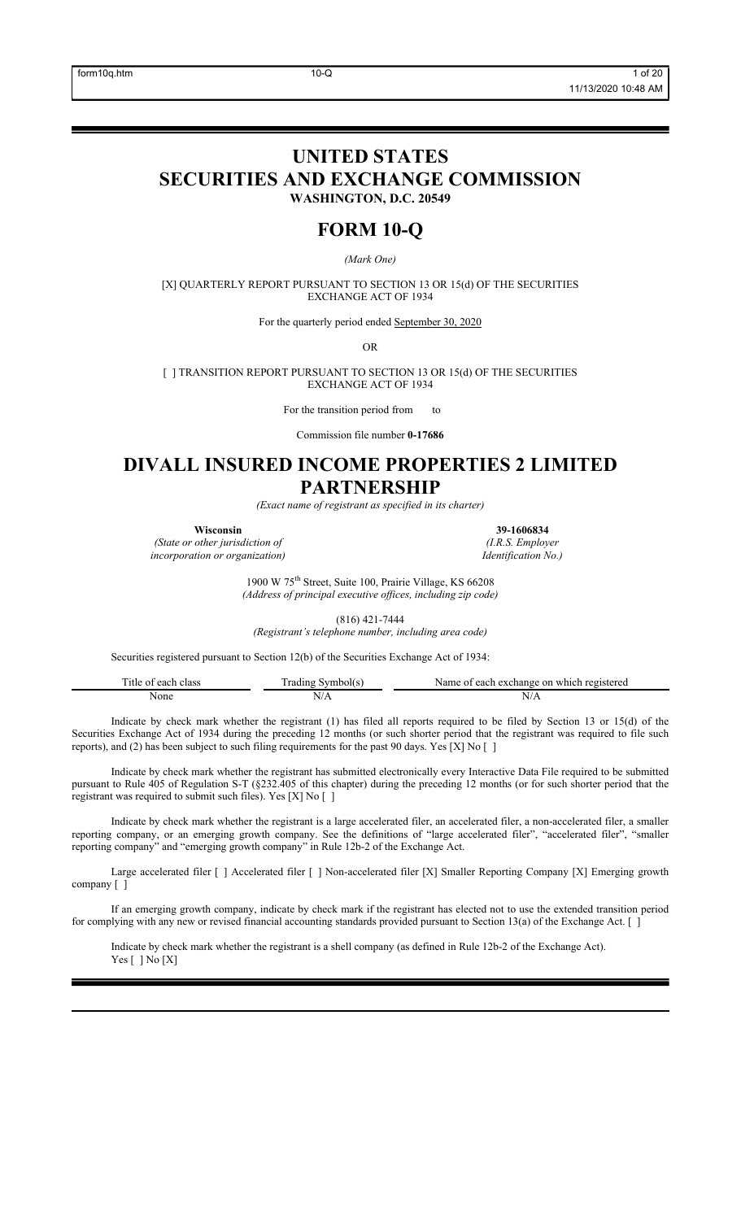# UNITED STATES SECURITIES AND EXCHANGE COMMISSION

**WASHINGTON, D.C. 20549**

# FORM 10-Q

*(Mark One)*

[X] QUARTERLY REPORT PURSUANT TO SECTION 13 OR 15(d) OF THE SECURITIES EXCHANGE ACT OF 1934

For the quarterly period ended September 30, 2020

OR

[ ] TRANSITION REPORT PURSUANT TO SECTION 13 OR 15(d) OF THE SECURITIES EXCHANGE ACT OF 1934

For the transition period from to

Commission file number **0-17686**

# DIVALL INSURED INCOME PROPERTIES 2 LIMITED PARTNERSHIP

*(Exact name of registrant as specified in its charter)*

| **Wisconsin** | **39-1606834** |
|---|---|
| *(State or other jurisdiction of incorporation or organization)* | *(I.R.S. Employer Identification No.)* |

1900 W 75th Street, Suite 100, Prairie Village, KS 66208
*(Address of principal executive offices, including zip code)*

(816) 421-7444
*(Registrant's telephone number, including area code)*

Securities registered pursuant to Section 12(b) of the Securities Exchange Act of 1934:

| Title of each class | Trading Symbol(s) | Name of each exchange on which registered |
|---|---|---|
| None | N/A | N/A |

Indicate by check mark whether the registrant (1) has filed all reports required to be filed by Section 13 or 15(d) of the Securities Exchange Act of 1934 during the preceding 12 months (or such shorter period that the registrant was required to file such reports), and (2) has been subject to such filing requirements for the past 90 days. Yes [X] No [ ]

Indicate by check mark whether the registrant has submitted electronically every Interactive Data File required to be submitted pursuant to Rule 405 of Regulation S-T (§232.405 of this chapter) during the preceding 12 months (or for such shorter period that the registrant was required to submit such files). Yes [X] No [ ]

Indicate by check mark whether the registrant is a large accelerated filer, an accelerated filer, a non-accelerated filer, a smaller reporting company, or an emerging growth company. See the definitions of "large accelerated filer", "accelerated filer", "smaller reporting company" and "emerging growth company" in Rule 12b-2 of the Exchange Act.

Large accelerated filer [ ] Accelerated filer [ ] Non-accelerated filer [X] Smaller Reporting Company [X] Emerging growth company [ ]

If an emerging growth company, indicate by check mark if the registrant has elected not to use the extended transition period for complying with any new or revised financial accounting standards provided pursuant to Section 13(a) of the Exchange Act. [ ]

Indicate by check mark whether the registrant is a shell company (as defined in Rule 12b-2 of the Exchange Act).
Yes [ ] No [X]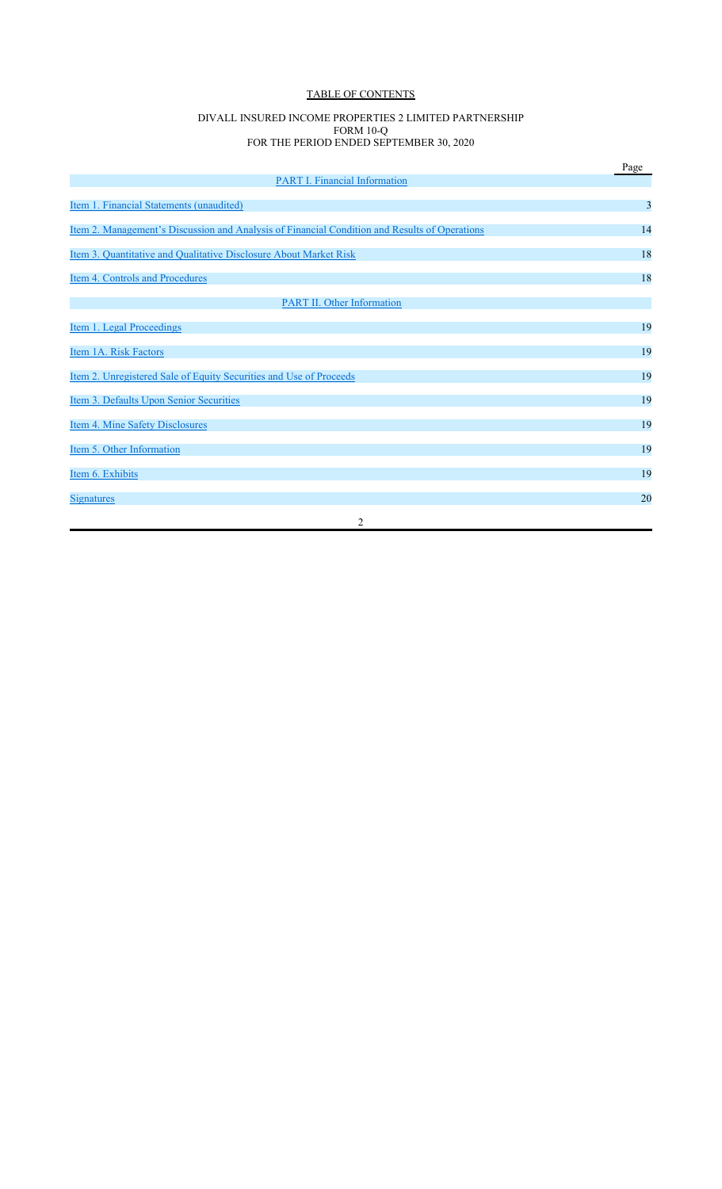# TABLE OF CONTENTS

DIVALL INSURED INCOME PROPERTIES 2 LIMITED PARTNERSHIP
FORM 10-Q
FOR THE PERIOD ENDED SEPTEMBER 30, 2020

| | Page |
|---|---|
| PART I. Financial Information | |
| Item 1. Financial Statements (unaudited) | 3 |
| Item 2. Management's Discussion and Analysis of Financial Condition and Results of Operations | 14 |
| Item 3. Quantitative and Qualitative Disclosure About Market Risk | 18 |
| Item 4. Controls and Procedures | 18 |
| PART II. Other Information | |
| Item 1. Legal Proceedings | 19 |
| Item 1A. Risk Factors | 19 |
| Item 2. Unregistered Sale of Equity Securities and Use of Proceeds | 19 |
| Item 3. Defaults Upon Senior Securities | 19 |
| Item 4. Mine Safety Disclosures | 19 |
| Item 5. Other Information | 19 |
| Item 6. Exhibits | 19 |
| Signatures | 20 |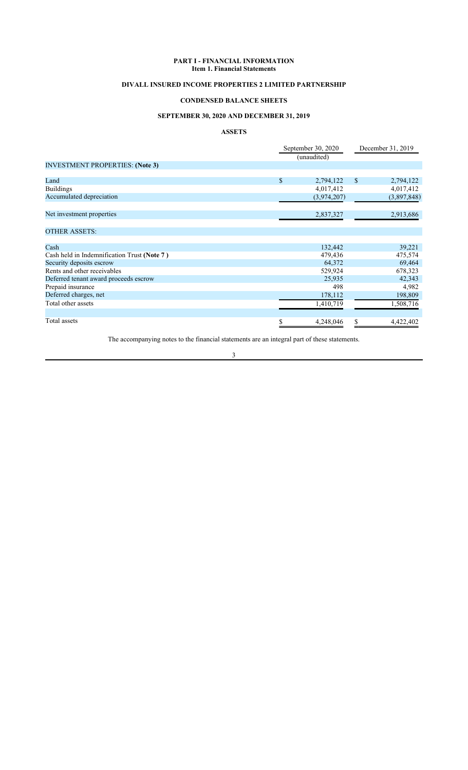# PART I - FINANCIAL INFORMATION
## Item 1. Financial Statements

## DIVALL INSURED INCOME PROPERTIES 2 LIMITED PARTNERSHIP

## CONDENSED BALANCE SHEETS

## SEPTEMBER 30, 2020 AND DECEMBER 31, 2019

## ASSETS

| | September 30, 2020 (unaudited) | December 31, 2019 |
|---|---|---|
| **INVESTMENT PROPERTIES: (Note 3)** | | |
| Land | $ 2,794,122 | $ 2,794,122 |
| Buildings | 4,017,412 | 4,017,412 |
| Accumulated depreciation | (3,974,207) | (3,897,848) |
| Net investment properties | 2,837,327 | 2,913,686 |
| **OTHER ASSETS:** | | |
| Cash | 132,442 | 39,221 |
| Cash held in Indemnification Trust **(Note 7 )** | 479,436 | 475,574 |
| Security deposits escrow | 64,372 | 69,464 |
| Rents and other receivables | 529,924 | 678,323 |
| Deferred tenant award proceeds escrow | 25,935 | 42,343 |
| Prepaid insurance | 498 | 4,982 |
| Deferred charges, net | 178,112 | 198,809 |
| Total other assets | 1,410,719 | 1,508,716 |
| Total assets | $ 4,248,046 | $ 4,422,402 |

The accompanying notes to the financial statements are an integral part of these statements.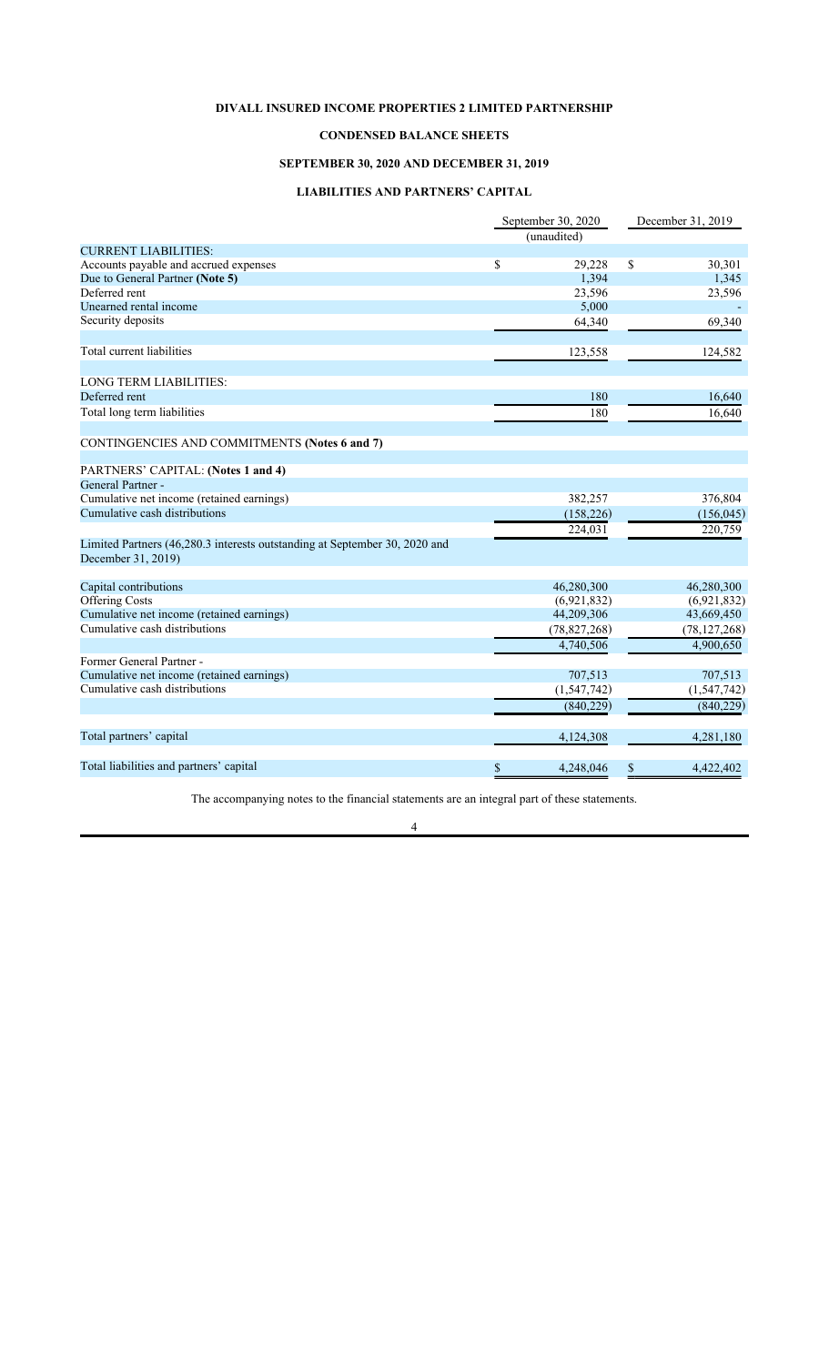# DIVALL INSURED INCOME PROPERTIES 2 LIMITED PARTNERSHIP

## CONDENSED BALANCE SHEETS

## SEPTEMBER 30, 2020 AND DECEMBER 31, 2019

## LIABILITIES AND PARTNERS' CAPITAL

| | September 30, 2020 (unaudited) | December 31, 2019 |
|---|---|---|
| **CURRENT LIABILITIES:** | | |
| Accounts payable and accrued expenses | $ 29,228 | $ 30,301 |
| Due to General Partner **(Note 5)** | 1,394 | 1,345 |
| Deferred rent | 23,596 | 23,596 |
| Unearned rental income | 5,000 | - |
| Security deposits | 64,340 | 69,340 |
| Total current liabilities | 123,558 | 124,582 |
| **LONG TERM LIABILITIES:** | | |
| Deferred rent | 180 | 16,640 |
| Total long term liabilities | 180 | 16,640 |
| CONTINGENCIES AND COMMITMENTS **(Notes 6 and 7)** | | |
| PARTNERS' CAPITAL: **(Notes 1 and 4)** | | |
| General Partner - | | |
| Cumulative net income (retained earnings) | 382,257 | 376,804 |
| Cumulative cash distributions | (158,226) | (156,045) |
| | 224,031 | 220,759 |
| Limited Partners (46,280.3 interests outstanding at September 30, 2020 and December 31, 2019) | | |
| Capital contributions | 46,280,300 | 46,280,300 |
| Offering Costs | (6,921,832) | (6,921,832) |
| Cumulative net income (retained earnings) | 44,209,306 | 43,669,450 |
| Cumulative cash distributions | (78,827,268) | (78,127,268) |
| | 4,740,506 | 4,900,650 |
| Former General Partner - | | |
| Cumulative net income (retained earnings) | 707,513 | 707,513 |
| Cumulative cash distributions | (1,547,742) | (1,547,742) |
| | (840,229) | (840,229) |
| Total partners' capital | 4,124,308 | 4,281,180 |
| Total liabilities and partners' capital | $ 4,248,046 | $ 4,422,402 |

The accompanying notes to the financial statements are an integral part of these statements.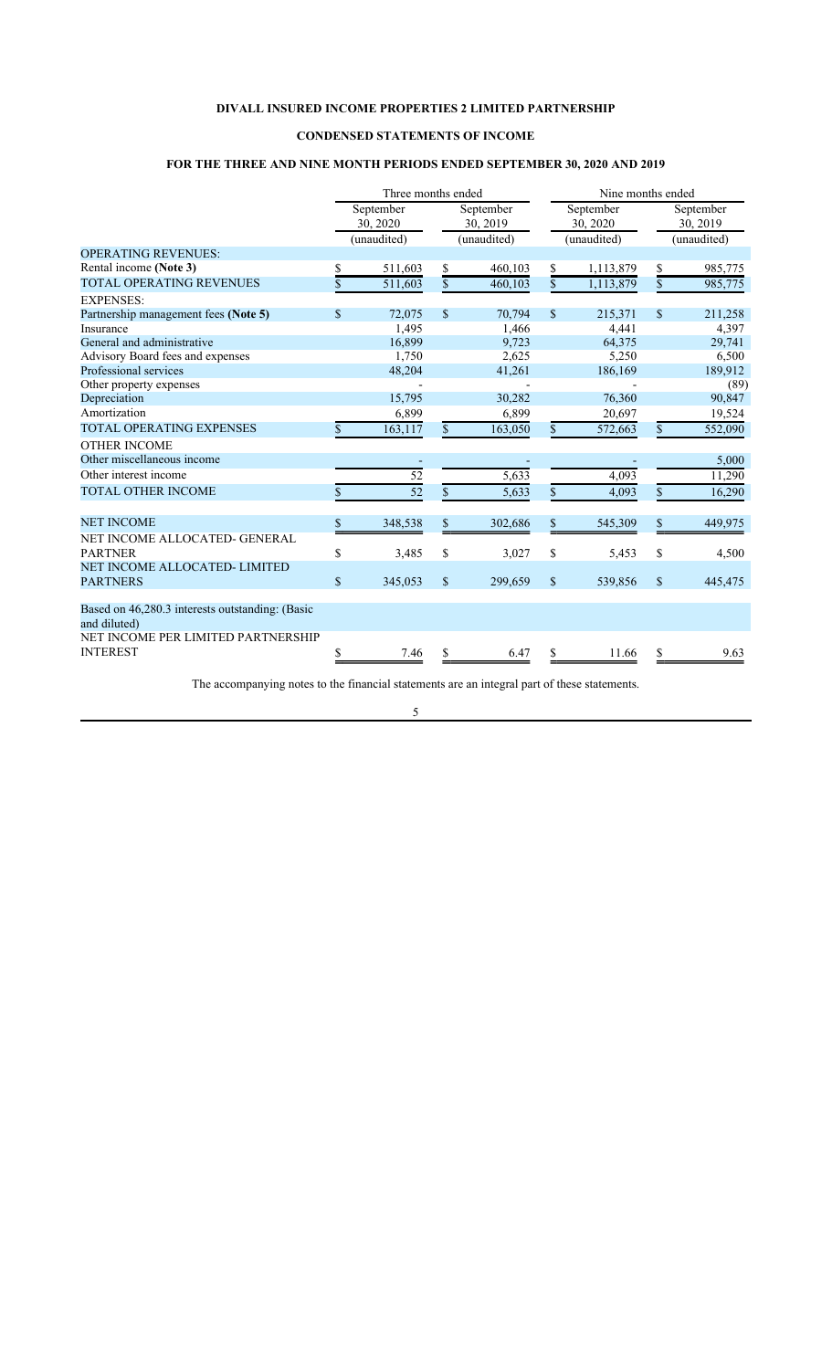# DIVALL INSURED INCOME PROPERTIES 2 LIMITED PARTNERSHIP

## CONDENSED STATEMENTS OF INCOME

### FOR THE THREE AND NINE MONTH PERIODS ENDED SEPTEMBER 30, 2020 AND 2019

| | Three months ended | | Nine months ended | |
|---|---|---|---|---|
| | September 30, 2020 | September 30, 2019 | September 30, 2020 | September 30, 2019 |
| | (unaudited) | (unaudited) | (unaudited) | (unaudited) |
| OPERATING REVENUES: | | | | |
| Rental income **(Note 3)** | $ 511,603 | $ 460,103 | $ 1,113,879 | $ 985,775 |
| TOTAL OPERATING REVENUES | $ 511,603 | $ 460,103 | $ 1,113,879 | $ 985,775 |
| EXPENSES: | | | | |
| Partnership management fees **(Note 5)** | $ 72,075 | $ 70,794 | $ 215,371 | $ 211,258 |
| Insurance | 1,495 | 1,466 | 4,441 | 4,397 |
| General and administrative | 16,899 | 9,723 | 64,375 | 29,741 |
| Advisory Board fees and expenses | 1,750 | 2,625 | 5,250 | 6,500 |
| Professional services | 48,204 | 41,261 | 186,169 | 189,912 |
| Other property expenses | - | - | - | (89) |
| Depreciation | 15,795 | 30,282 | 76,360 | 90,847 |
| Amortization | 6,899 | 6,899 | 20,697 | 19,524 |
| TOTAL OPERATING EXPENSES | $ 163,117 | $ 163,050 | $ 572,663 | $ 552,090 |
| OTHER INCOME | | | | |
| Other miscellaneous income | - | - | - | 5,000 |
| Other interest income | 52 | 5,633 | 4,093 | 11,290 |
| TOTAL OTHER INCOME | $ 52 | $ 5,633 | $ 4,093 | $ 16,290 |
| NET INCOME | $ 348,538 | $ 302,686 | $ 545,309 | $ 449,975 |
| NET INCOME ALLOCATED- GENERAL PARTNER | $ 3,485 | $ 3,027 | $ 5,453 | $ 4,500 |
| NET INCOME ALLOCATED- LIMITED PARTNERS | $ 345,053 | $ 299,659 | $ 539,856 | $ 445,475 |
| Based on 46,280.3 interests outstanding: (Basic and diluted) | | | | |
| NET INCOME PER LIMITED PARTNERSHIP INTEREST | $ 7.46 | $ 6.47 | $ 11.66 | $ 9.63 |

The accompanying notes to the financial statements are an integral part of these statements.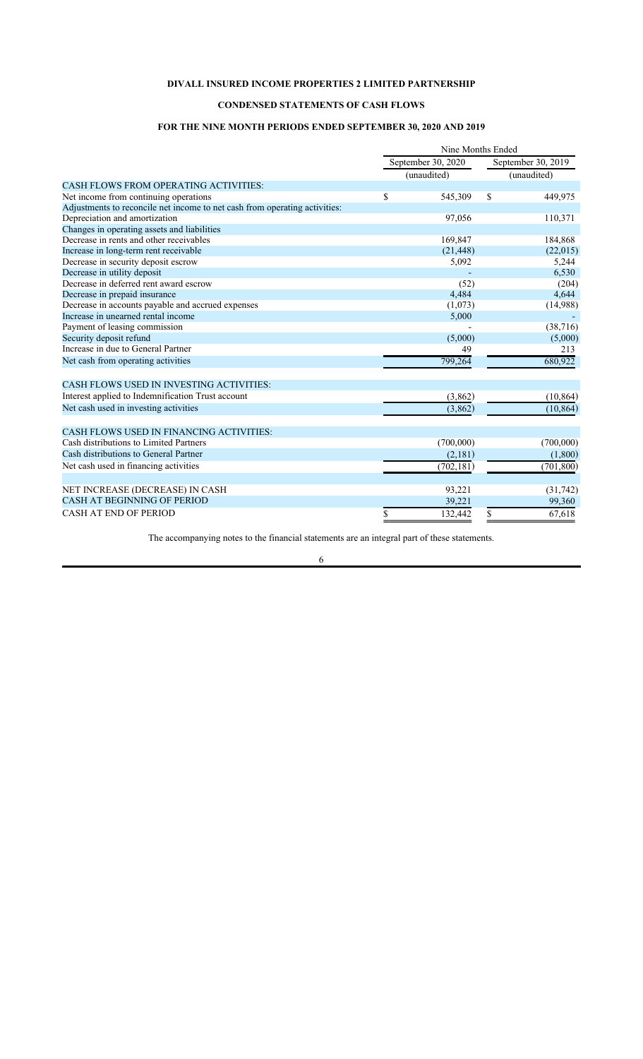**DIVALL INSURED INCOME PROPERTIES 2 LIMITED PARTNERSHIP**

**CONDENSED STATEMENTS OF CASH FLOWS**

**FOR THE NINE MONTH PERIODS ENDED SEPTEMBER 30, 2020 AND 2019**

| | Nine Months Ended | |
|---|---|---|
| | September 30, 2020 | September 30, 2019 |
| | (unaudited) | (unaudited) |
| CASH FLOWS FROM OPERATING ACTIVITIES: | | |
| Net income from continuing operations | $ 545,309 | $ 449,975 |
| Adjustments to reconcile net income to net cash from operating activities: | | |
| Depreciation and amortization | 97,056 | 110,371 |
| Changes in operating assets and liabilities | | |
| Decrease in rents and other receivables | 169,847 | 184,868 |
| Increase in long-term rent receivable | (21,448) | (22,015) |
| Decrease in security deposit escrow | 5,092 | 5,244 |
| Decrease in utility deposit | - | 6,530 |
| Decrease in deferred rent award escrow | (52) | (204) |
| Decrease in prepaid insurance | 4,484 | 4,644 |
| Decrease in accounts payable and accrued expenses | (1,073) | (14,988) |
| Increase in unearned rental income | 5,000 | - |
| Payment of leasing commission | - | (38,716) |
| Security deposit refund | (5,000) | (5,000) |
| Increase in due to General Partner | 49 | 213 |
| Net cash from operating activities | 799,264 | 680,922 |
| | | |
| CASH FLOWS USED IN INVESTING ACTIVITIES: | | |
| Interest applied to Indemnification Trust account | (3,862) | (10,864) |
| Net cash used in investing activities | (3,862) | (10,864) |
| | | |
| CASH FLOWS USED IN FINANCING ACTIVITIES: | | |
| Cash distributions to Limited Partners | (700,000) | (700,000) |
| Cash distributions to General Partner | (2,181) | (1,800) |
| Net cash used in financing activities | (702,181) | (701,800) |
| | | |
| NET INCREASE (DECREASE) IN CASH | 93,221 | (31,742) |
| CASH AT BEGINNING OF PERIOD | 39,221 | 99,360 |
| CASH AT END OF PERIOD | $ 132,442 | $ 67,618 |

The accompanying notes to the financial statements are an integral part of these statements.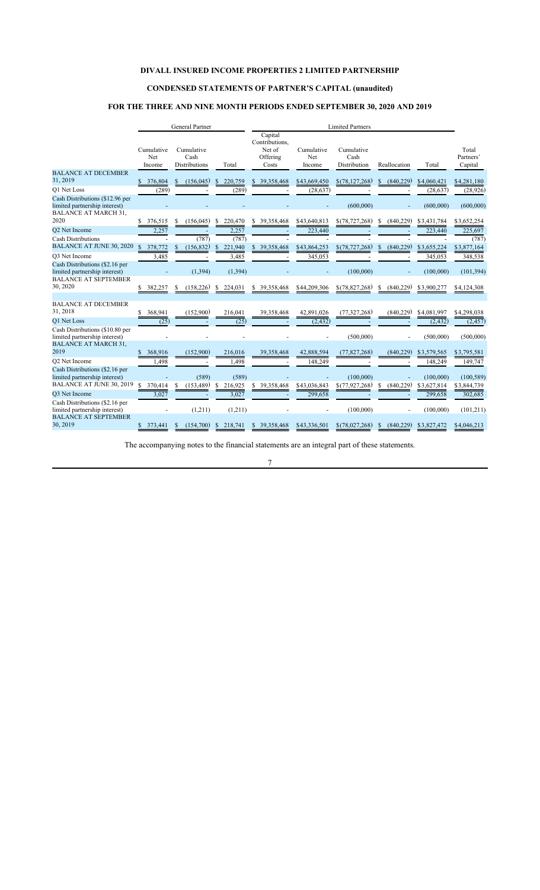# DIVALL INSURED INCOME PROPERTIES 2 LIMITED PARTNERSHIP

## CONDENSED STATEMENTS OF PARTNER'S CAPITAL (unaudited)

## FOR THE THREE AND NINE MONTH PERIODS ENDED SEPTEMBER 30, 2020 AND 2019

| | General Partner | | | Limited Partners | | | | | |
|---|---|---|---|---|---|---|---|---|---|
| | Cumulative Net Income | Cumulative Cash Distributions | Total | Capital Contributions, Net of Offering Costs | Cumulative Net Income | Cumulative Cash Distribution | Reallocation | Total | Total Partners' Capital |
| BALANCE AT DECEMBER 31, 2019 | $ 376,804 | $ (156,045) | $ 220,759 | $ 39,358,468 | $43,669,450 | $(78,127,268) | $ (840,229) | $4,060,421 | $4,281,180 |
| Q1 Net Loss | (289) | - | (289) | - | (28,637) | - | - | (28,637) | (28,926) |
| Cash Distributions ($12.96 per limited partnership interest) | - | - | - | - | - | (600,000) | - | (600,000) | (600,000) |
| BALANCE AT MARCH 31, 2020 | $ 376,515 | $ (156,045) | $ 220,470 | $ 39,358,468 | $43,640,813 | $(78,727,268) | $ (840,229) | $3,431,784 | $3,652,254 |
| Q2 Net Income | 2,257 | - | 2,257 | - | 223,440 | - | - | 223,440 | 225,697 |
| Cash Distributions | - | (787) | (787) | - | - | - | - | - | (787) |
| BALANCE AT JUNE 30, 2020 | $ 378,772 | $ (156,832) | $ 221,940 | $ 39,358,468 | $43,864,253 | $(78,727,268) | $ (840,229) | $3,655,224 | $3,877,164 |
| Q3 Net Income | 3,485 | - | 3,485 | - | 345,053 | - | - | 345,053 | 348,538 |
| Cash Distributions ($2.16 per limited partnership interest) | - | (1,394) | (1,394) | - | - | (100,000) | - | (100,000) | (101,394) |
| BALANCE AT SEPTEMBER 30, 2020 | $ 382,257 | $ (158,226) | $ 224,031 | $ 39,358,468 | $44,209,306 | $(78,827,268) | $ (840,229) | $3,900,277 | $4,124,308 |
| | | | | | | | | | |
| BALANCE AT DECEMBER 31, 2018 | $ 368,941 | (152,900) | 216,041 | 39,358,468 | 42,891,026 | (77,327,268) | (840,229) | $4,081,997 | $4,298,038 |
| Q1 Net Loss | (25) | - | (25) | - | (2,432) | - | - | (2,432) | (2,457) |
| Cash Distributions ($10.80 per limited partnership interest) | - | - | - | - | - | (500,000) | - | (500,000) | (500,000) |
| BALANCE AT MARCH 31, 2019 | $ 368,916 | (152,900) | 216,016 | 39,358,468 | 42,888,594 | (77,827,268) | (840,229) | $3,579,565 | $3,795,581 |
| Q2 Net Income | 1,498 | - | 1,498 | - | 148,249 | - | - | 148,249 | 149,747 |
| Cash Distributions ($2.16 per limited partnership interest) | - | (589) | (589) | - | - | (100,000) | - | (100,000) | (100,589) |
| BALANCE AT JUNE 30, 2019 | $ 370,414 | $ (153,489) | $ 216,925 | $ 39,358,468 | $43,036,843 | $(77,927,268) | $ (840,229) | $3,627,814 | $3,844,739 |
| Q3 Net Income | 3,027 | - | 3,027 | - | 299,658 | - | - | 299,658 | 302,685 |
| Cash Distributions ($2.16 per limited partnership interest) | - | (1,211) | (1,211) | - | - | (100,000) | - | (100,000) | (101,211) |
| BALANCE AT SEPTEMBER 30, 2019 | $ 373,441 | $ (154,700) | $ 218,741 | $ 39,358,468 | $43,336,501 | $(78,027,268) | $ (840,229) | $3,827,472 | $4,046,213 |

The accompanying notes to the financial statements are an integral part of these statements.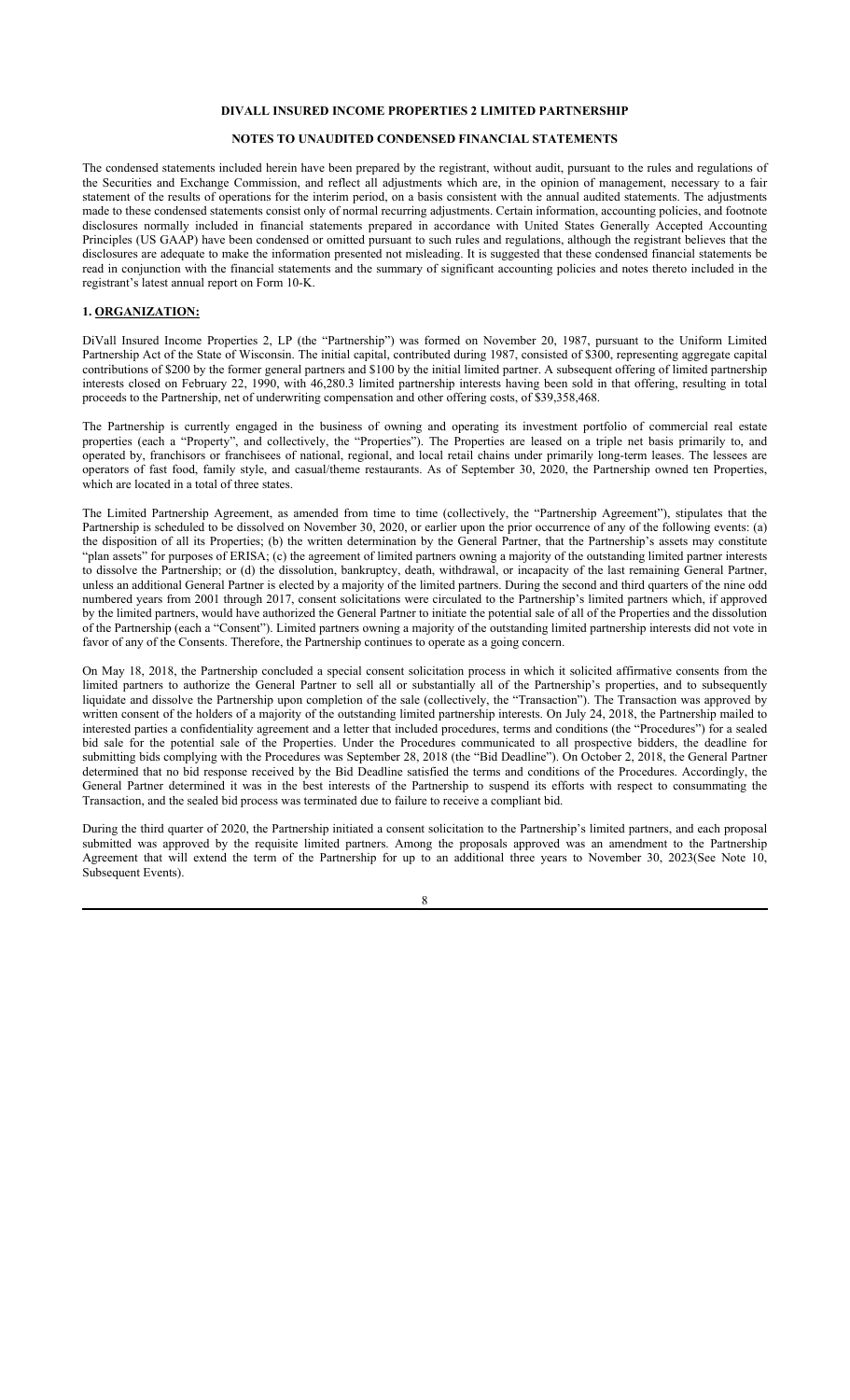# DIVALL INSURED INCOME PROPERTIES 2 LIMITED PARTNERSHIP

## NOTES TO UNAUDITED CONDENSED FINANCIAL STATEMENTS

The condensed statements included herein have been prepared by the registrant, without audit, pursuant to the rules and regulations of the Securities and Exchange Commission, and reflect all adjustments which are, in the opinion of management, necessary to a fair statement of the results of operations for the interim period, on a basis consistent with the annual audited statements. The adjustments made to these condensed statements consist only of normal recurring adjustments. Certain information, accounting policies, and footnote disclosures normally included in financial statements prepared in accordance with United States Generally Accepted Accounting Principles (US GAAP) have been condensed or omitted pursuant to such rules and regulations, although the registrant believes that the disclosures are adequate to make the information presented not misleading. It is suggested that these condensed financial statements be read in conjunction with the financial statements and the summary of significant accounting policies and notes thereto included in the registrant's latest annual report on Form 10-K.

### 1. ORGANIZATION:

DiVall Insured Income Properties 2, LP (the "Partnership") was formed on November 20, 1987, pursuant to the Uniform Limited Partnership Act of the State of Wisconsin. The initial capital, contributed during 1987, consisted of $300, representing aggregate capital contributions of $200 by the former general partners and $100 by the initial limited partner. A subsequent offering of limited partnership interests closed on February 22, 1990, with 46,280.3 limited partnership interests having been sold in that offering, resulting in total proceeds to the Partnership, net of underwriting compensation and other offering costs, of $39,358,468.

The Partnership is currently engaged in the business of owning and operating its investment portfolio of commercial real estate properties (each a "Property", and collectively, the "Properties"). The Properties are leased on a triple net basis primarily to, and operated by, franchisors or franchisees of national, regional, and local retail chains under primarily long-term leases. The lessees are operators of fast food, family style, and casual/theme restaurants. As of September 30, 2020, the Partnership owned ten Properties, which are located in a total of three states.

The Limited Partnership Agreement, as amended from time to time (collectively, the "Partnership Agreement"), stipulates that the Partnership is scheduled to be dissolved on November 30, 2020, or earlier upon the prior occurrence of any of the following events: (a) the disposition of all its Properties; (b) the written determination by the General Partner, that the Partnership's assets may constitute "plan assets" for purposes of ERISA; (c) the agreement of limited partners owning a majority of the outstanding limited partner interests to dissolve the Partnership; or (d) the dissolution, bankruptcy, death, withdrawal, or incapacity of the last remaining General Partner, unless an additional General Partner is elected by a majority of the limited partners. During the second and third quarters of the nine odd numbered years from 2001 through 2017, consent solicitations were circulated to the Partnership's limited partners which, if approved by the limited partners, would have authorized the General Partner to initiate the potential sale of all of the Properties and the dissolution of the Partnership (each a "Consent"). Limited partners owning a majority of the outstanding limited partnership interests did not vote in favor of any of the Consents. Therefore, the Partnership continues to operate as a going concern.

On May 18, 2018, the Partnership concluded a special consent solicitation process in which it solicited affirmative consents from the limited partners to authorize the General Partner to sell all or substantially all of the Partnership's properties, and to subsequently liquidate and dissolve the Partnership upon completion of the sale (collectively, the "Transaction"). The Transaction was approved by written consent of the holders of a majority of the outstanding limited partnership interests. On July 24, 2018, the Partnership mailed to interested parties a confidentiality agreement and a letter that included procedures, terms and conditions (the "Procedures") for a sealed bid sale for the potential sale of the Properties. Under the Procedures communicated to all prospective bidders, the deadline for submitting bids complying with the Procedures was September 28, 2018 (the "Bid Deadline"). On October 2, 2018, the General Partner determined that no bid response received by the Bid Deadline satisfied the terms and conditions of the Procedures. Accordingly, the General Partner determined it was in the best interests of the Partnership to suspend its efforts with respect to consummating the Transaction, and the sealed bid process was terminated due to failure to receive a compliant bid.

During the third quarter of 2020, the Partnership initiated a consent solicitation to the Partnership's limited partners, and each proposal submitted was approved by the requisite limited partners. Among the proposals approved was an amendment to the Partnership Agreement that will extend the term of the Partnership for up to an additional three years to November 30, 2023(See Note 10, Subsequent Events).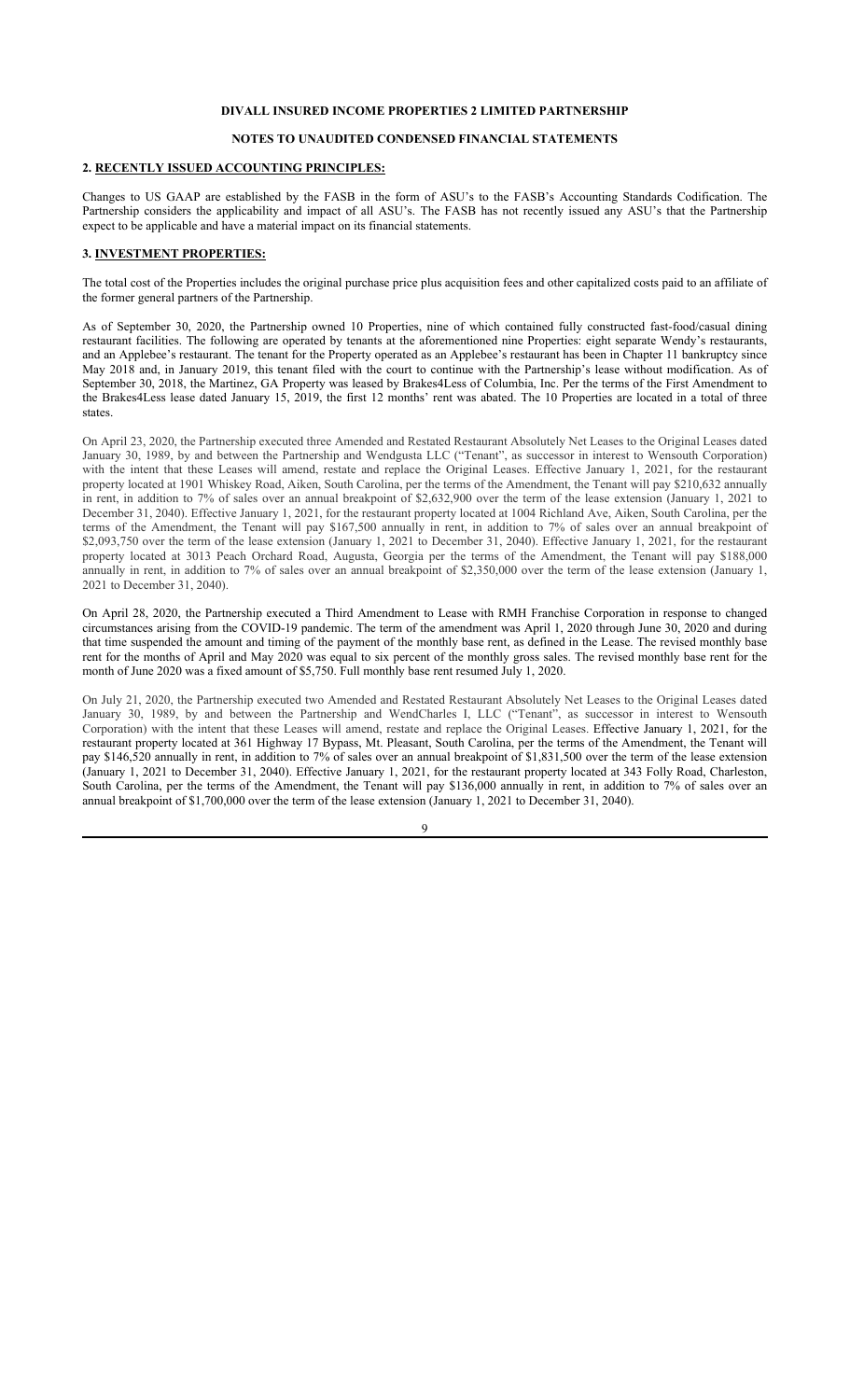**DIVALL INSURED INCOME PROPERTIES 2 LIMITED PARTNERSHIP**

**NOTES TO UNAUDITED CONDENSED FINANCIAL STATEMENTS**

**2. RECENTLY ISSUED ACCOUNTING PRINCIPLES:**

Changes to US GAAP are established by the FASB in the form of ASU's to the FASB's Accounting Standards Codification. The Partnership considers the applicability and impact of all ASU's. The FASB has not recently issued any ASU's that the Partnership expect to be applicable and have a material impact on its financial statements.

**3. INVESTMENT PROPERTIES:**

The total cost of the Properties includes the original purchase price plus acquisition fees and other capitalized costs paid to an affiliate of the former general partners of the Partnership.

As of September 30, 2020, the Partnership owned 10 Properties, nine of which contained fully constructed fast-food/casual dining restaurant facilities. The following are operated by tenants at the aforementioned nine Properties: eight separate Wendy's restaurants, and an Applebee's restaurant. The tenant for the Property operated as an Applebee's restaurant has been in Chapter 11 bankruptcy since May 2018 and, in January 2019, this tenant filed with the court to continue with the Partnership's lease without modification. As of September 30, 2018, the Martinez, GA Property was leased by Brakes4Less of Columbia, Inc. Per the terms of the First Amendment to the Brakes4Less lease dated January 15, 2019, the first 12 months' rent was abated. The 10 Properties are located in a total of three states.

On April 23, 2020, the Partnership executed three Amended and Restated Restaurant Absolutely Net Leases to the Original Leases dated January 30, 1989, by and between the Partnership and Wendgusta LLC ("Tenant", as successor in interest to Wensouth Corporation) with the intent that these Leases will amend, restate and replace the Original Leases. Effective January 1, 2021, for the restaurant property located at 1901 Whiskey Road, Aiken, South Carolina, per the terms of the Amendment, the Tenant will pay $210,632 annually in rent, in addition to 7% of sales over an annual breakpoint of $2,632,900 over the term of the lease extension (January 1, 2021 to December 31, 2040). Effective January 1, 2021, for the restaurant property located at 1004 Richland Ave, Aiken, South Carolina, per the terms of the Amendment, the Tenant will pay $167,500 annually in rent, in addition to 7% of sales over an annual breakpoint of $2,093,750 over the term of the lease extension (January 1, 2021 to December 31, 2040). Effective January 1, 2021, for the restaurant property located at 3013 Peach Orchard Road, Augusta, Georgia per the terms of the Amendment, the Tenant will pay $188,000 annually in rent, in addition to 7% of sales over an annual breakpoint of $2,350,000 over the term of the lease extension (January 1, 2021 to December 31, 2040).

On April 28, 2020, the Partnership executed a Third Amendment to Lease with RMH Franchise Corporation in response to changed circumstances arising from the COVID-19 pandemic. The term of the amendment was April 1, 2020 through June 30, 2020 and during that time suspended the amount and timing of the payment of the monthly base rent, as defined in the Lease. The revised monthly base rent for the months of April and May 2020 was equal to six percent of the monthly gross sales. The revised monthly base rent for the month of June 2020 was a fixed amount of $5,750. Full monthly base rent resumed July 1, 2020.

On July 21, 2020, the Partnership executed two Amended and Restated Restaurant Absolutely Net Leases to the Original Leases dated January 30, 1989, by and between the Partnership and WendCharles I, LLC ("Tenant", as successor in interest to Wensouth Corporation) with the intent that these Leases will amend, restate and replace the Original Leases. Effective January 1, 2021, for the restaurant property located at 361 Highway 17 Bypass, Mt. Pleasant, South Carolina, per the terms of the Amendment, the Tenant will pay $146,520 annually in rent, in addition to 7% of sales over an annual breakpoint of $1,831,500 over the term of the lease extension (January 1, 2021 to December 31, 2040). Effective January 1, 2021, for the restaurant property located at 343 Folly Road, Charleston, South Carolina, per the terms of the Amendment, the Tenant will pay $136,000 annually in rent, in addition to 7% of sales over an annual breakpoint of $1,700,000 over the term of the lease extension (January 1, 2021 to December 31, 2040).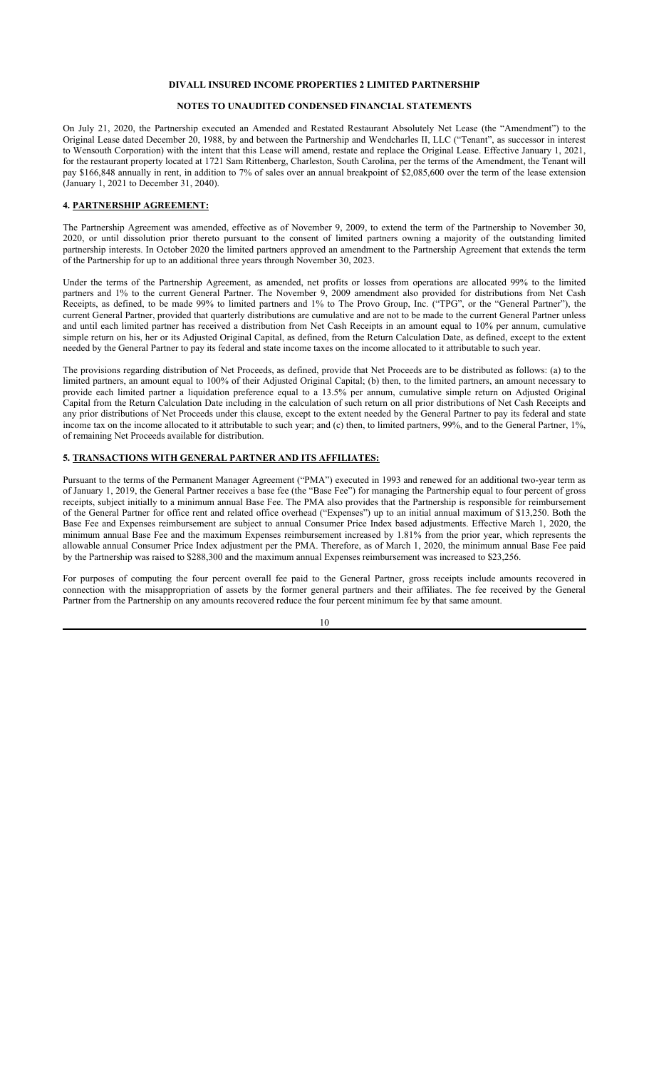**DIVALL INSURED INCOME PROPERTIES 2 LIMITED PARTNERSHIP**

**NOTES TO UNAUDITED CONDENSED FINANCIAL STATEMENTS**

On July 21, 2020, the Partnership executed an Amended and Restated Restaurant Absolutely Net Lease (the "Amendment") to the Original Lease dated December 20, 1988, by and between the Partnership and Wendcharles II, LLC ("Tenant", as successor in interest to Wensouth Corporation) with the intent that this Lease will amend, restate and replace the Original Lease. Effective January 1, 2021, for the restaurant property located at 1721 Sam Rittenberg, Charleston, South Carolina, per the terms of the Amendment, the Tenant will pay $166,848 annually in rent, in addition to 7% of sales over an annual breakpoint of $2,085,600 over the term of the lease extension (January 1, 2021 to December 31, 2040).

## 4. PARTNERSHIP AGREEMENT:

The Partnership Agreement was amended, effective as of November 9, 2009, to extend the term of the Partnership to November 30, 2020, or until dissolution prior thereto pursuant to the consent of limited partners owning a majority of the outstanding limited partnership interests. In October 2020 the limited partners approved an amendment to the Partnership Agreement that extends the term of the Partnership for up to an additional three years through November 30, 2023.

Under the terms of the Partnership Agreement, as amended, net profits or losses from operations are allocated 99% to the limited partners and 1% to the current General Partner. The November 9, 2009 amendment also provided for distributions from Net Cash Receipts, as defined, to be made 99% to limited partners and 1% to The Provo Group, Inc. ("TPG", or the "General Partner"), the current General Partner, provided that quarterly distributions are cumulative and are not to be made to the current General Partner unless and until each limited partner has received a distribution from Net Cash Receipts in an amount equal to 10% per annum, cumulative simple return on his, her or its Adjusted Original Capital, as defined, from the Return Calculation Date, as defined, except to the extent needed by the General Partner to pay its federal and state income taxes on the income allocated to it attributable to such year.

The provisions regarding distribution of Net Proceeds, as defined, provide that Net Proceeds are to be distributed as follows: (a) to the limited partners, an amount equal to 100% of their Adjusted Original Capital; (b) then, to the limited partners, an amount necessary to provide each limited partner a liquidation preference equal to a 13.5% per annum, cumulative simple return on Adjusted Original Capital from the Return Calculation Date including in the calculation of such return on all prior distributions of Net Cash Receipts and any prior distributions of Net Proceeds under this clause, except to the extent needed by the General Partner to pay its federal and state income tax on the income allocated to it attributable to such year; and (c) then, to limited partners, 99%, and to the General Partner, 1%, of remaining Net Proceeds available for distribution.

## 5. TRANSACTIONS WITH GENERAL PARTNER AND ITS AFFILIATES:

Pursuant to the terms of the Permanent Manager Agreement ("PMA") executed in 1993 and renewed for an additional two-year term as of January 1, 2019, the General Partner receives a base fee (the "Base Fee") for managing the Partnership equal to four percent of gross receipts, subject initially to a minimum annual Base Fee. The PMA also provides that the Partnership is responsible for reimbursement of the General Partner for office rent and related office overhead ("Expenses") up to an initial annual maximum of $13,250. Both the Base Fee and Expenses reimbursement are subject to annual Consumer Price Index based adjustments. Effective March 1, 2020, the minimum annual Base Fee and the maximum Expenses reimbursement increased by 1.81% from the prior year, which represents the allowable annual Consumer Price Index adjustment per the PMA. Therefore, as of March 1, 2020, the minimum annual Base Fee paid by the Partnership was raised to $288,300 and the maximum annual Expenses reimbursement was increased to $23,256.

For purposes of computing the four percent overall fee paid to the General Partner, gross receipts include amounts recovered in connection with the misappropriation of assets by the former general partners and their affiliates. The fee received by the General Partner from the Partnership on any amounts recovered reduce the four percent minimum fee by that same amount.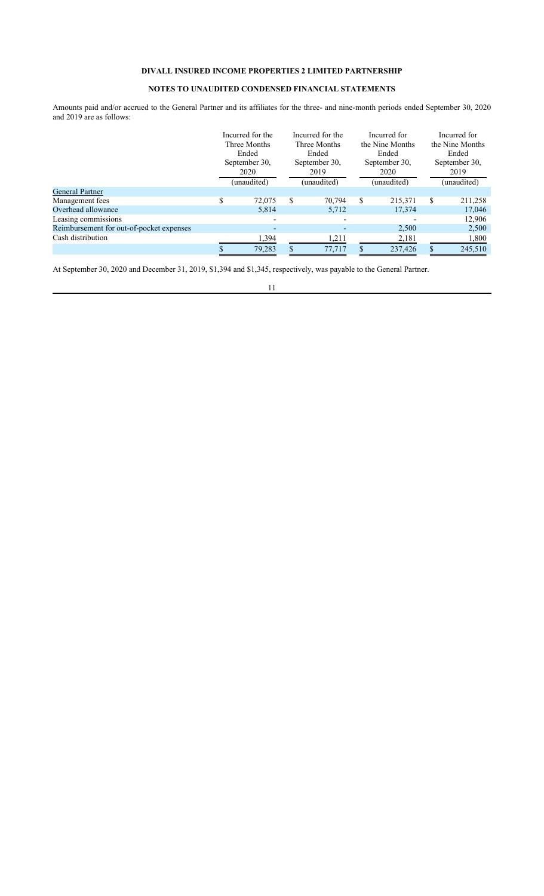**DIVALL INSURED INCOME PROPERTIES 2 LIMITED PARTNERSHIP**

**NOTES TO UNAUDITED CONDENSED FINANCIAL STATEMENTS**

Amounts paid and/or accrued to the General Partner and its affiliates for the three- and nine-month periods ended September 30, 2020 and 2019 are as follows:

| | Incurred for the Three Months Ended September 30, 2020 (unaudited) | Incurred for the Three Months Ended September 30, 2019 (unaudited) | Incurred for the Nine Months Ended September 30, 2020 (unaudited) | Incurred for the Nine Months Ended September 30, 2019 (unaudited) |
|---|---|---|---|---|
| General Partner | | | | |
| Management fees | $ 72,075 | $ 70,794 | $ 215,371 | $ 211,258 |
| Overhead allowance | 5,814 | 5,712 | 17,374 | 17,046 |
| Leasing commissions | - | - | - | 12,906 |
| Reimbursement for out-of-pocket expenses | - | - | 2,500 | 2,500 |
| Cash distribution | 1,394 | 1,211 | 2,181 | 1,800 |
| | $ 79,283 | $ 77,717 | $ 237,426 | $ 245,510 |

At September 30, 2020 and December 31, 2019, $1,394 and $1,345, respectively, was payable to the General Partner.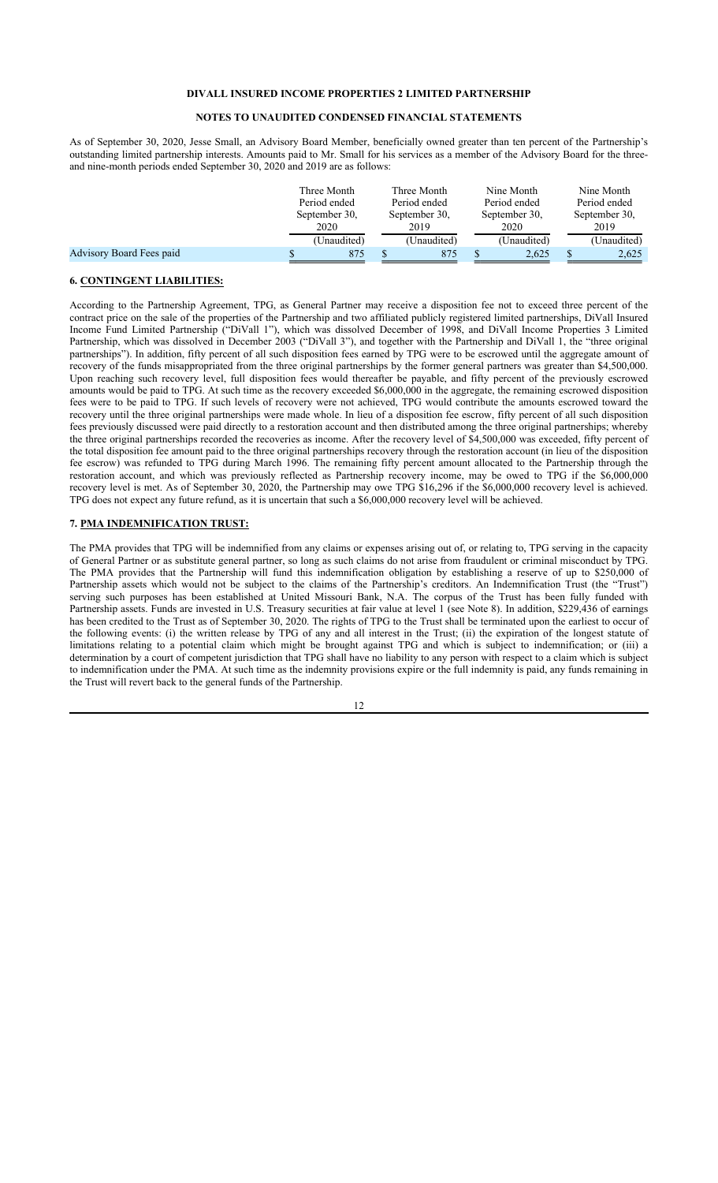**DIVALL INSURED INCOME PROPERTIES 2 LIMITED PARTNERSHIP**

**NOTES TO UNAUDITED CONDENSED FINANCIAL STATEMENTS**

As of September 30, 2020, Jesse Small, an Advisory Board Member, beneficially owned greater than ten percent of the Partnership's outstanding limited partnership interests. Amounts paid to Mr. Small for his services as a member of the Advisory Board for the three- and nine-month periods ended September 30, 2020 and 2019 are as follows:

| | Three Month Period ended September 30, 2020 | Three Month Period ended September 30, 2019 | Nine Month Period ended September 30, 2020 | Nine Month Period ended September 30, 2019 |
|---|---|---|---|---|
| | (Unaudited) | (Unaudited) | (Unaudited) | (Unaudited) |
| Advisory Board Fees paid | $ 875 | $ 875 | $ 2,625 | $ 2,625 |

## 6. CONTINGENT LIABILITIES:

According to the Partnership Agreement, TPG, as General Partner may receive a disposition fee not to exceed three percent of the contract price on the sale of the properties of the Partnership and two affiliated publicly registered limited partnerships, DiVall Insured Income Fund Limited Partnership ("DiVall 1"), which was dissolved December of 1998, and DiVall Income Properties 3 Limited Partnership, which was dissolved in December 2003 ("DiVall 3"), and together with the Partnership and DiVall 1, the "three original partnerships"). In addition, fifty percent of all such disposition fees earned by TPG were to be escrowed until the aggregate amount of recovery of the funds misappropriated from the three original partnerships by the former general partners was greater than $4,500,000. Upon reaching such recovery level, full disposition fees would thereafter be payable, and fifty percent of the previously escrowed amounts would be paid to TPG. At such time as the recovery exceeded $6,000,000 in the aggregate, the remaining escrowed disposition fees were to be paid to TPG. If such levels of recovery were not achieved, TPG would contribute the amounts escrowed toward the recovery until the three original partnerships were made whole. In lieu of a disposition fee escrow, fifty percent of all such disposition fees previously discussed were paid directly to a restoration account and then distributed among the three original partnerships; whereby the three original partnerships recorded the recoveries as income. After the recovery level of $4,500,000 was exceeded, fifty percent of the total disposition fee amount paid to the three original partnerships recovery through the restoration account (in lieu of the disposition fee escrow) was refunded to TPG during March 1996. The remaining fifty percent amount allocated to the Partnership through the restoration account, and which was previously reflected as Partnership recovery income, may be owed to TPG if the $6,000,000 recovery level is met. As of September 30, 2020, the Partnership may owe TPG $16,296 if the $6,000,000 recovery level is achieved. TPG does not expect any future refund, as it is uncertain that such a $6,000,000 recovery level will be achieved.

## 7. PMA INDEMNIFICATION TRUST:

The PMA provides that TPG will be indemnified from any claims or expenses arising out of, or relating to, TPG serving in the capacity of General Partner or as substitute general partner, so long as such claims do not arise from fraudulent or criminal misconduct by TPG. The PMA provides that the Partnership will fund this indemnification obligation by establishing a reserve of up to $250,000 of Partnership assets which would not be subject to the claims of the Partnership's creditors. An Indemnification Trust (the "Trust") serving such purposes has been established at United Missouri Bank, N.A. The corpus of the Trust has been fully funded with Partnership assets. Funds are invested in U.S. Treasury securities at fair value at level 1 (see Note 8). In addition, $229,436 of earnings has been credited to the Trust as of September 30, 2020. The rights of TPG to the Trust shall be terminated upon the earliest to occur of the following events: (i) the written release by TPG of any and all interest in the Trust; (ii) the expiration of the longest statute of limitations relating to a potential claim which might be brought against TPG and which is subject to indemnification; or (iii) a determination by a court of competent jurisdiction that TPG shall have no liability to any person with respect to a claim which is subject to indemnification under the PMA. At such time as the indemnity provisions expire or the full indemnity is paid, any funds remaining in the Trust will revert back to the general funds of the Partnership.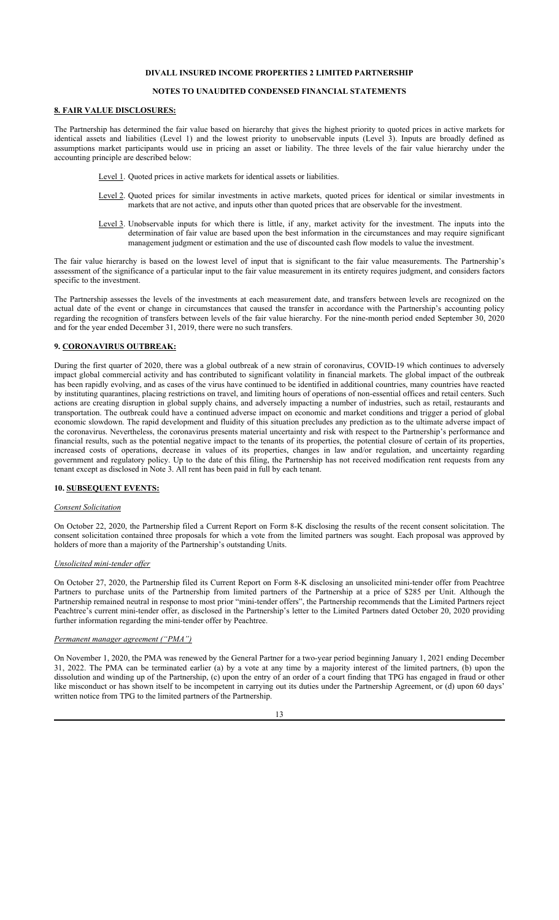**DIVALL INSURED INCOME PROPERTIES 2 LIMITED PARTNERSHIP**

**NOTES TO UNAUDITED CONDENSED FINANCIAL STATEMENTS**

## 8. FAIR VALUE DISCLOSURES:

The Partnership has determined the fair value based on hierarchy that gives the highest priority to quoted prices in active markets for identical assets and liabilities (Level 1) and the lowest priority to unobservable inputs (Level 3). Inputs are broadly defined as assumptions market participants would use in pricing an asset or liability. The three levels of the fair value hierarchy under the accounting principle are described below:

- Level 1. Quoted prices in active markets for identical assets or liabilities.
- Level 2. Quoted prices for similar investments in active markets, quoted prices for identical or similar investments in markets that are not active, and inputs other than quoted prices that are observable for the investment.
- Level 3. Unobservable inputs for which there is little, if any, market activity for the investment. The inputs into the determination of fair value are based upon the best information in the circumstances and may require significant management judgment or estimation and the use of discounted cash flow models to value the investment.

The fair value hierarchy is based on the lowest level of input that is significant to the fair value measurements. The Partnership's assessment of the significance of a particular input to the fair value measurement in its entirety requires judgment, and considers factors specific to the investment.

The Partnership assesses the levels of the investments at each measurement date, and transfers between levels are recognized on the actual date of the event or change in circumstances that caused the transfer in accordance with the Partnership's accounting policy regarding the recognition of transfers between levels of the fair value hierarchy. For the nine-month period ended September 30, 2020 and for the year ended December 31, 2019, there were no such transfers.

## 9. CORONAVIRUS OUTBREAK:

During the first quarter of 2020, there was a global outbreak of a new strain of coronavirus, COVID-19 which continues to adversely impact global commercial activity and has contributed to significant volatility in financial markets. The global impact of the outbreak has been rapidly evolving, and as cases of the virus have continued to be identified in additional countries, many countries have reacted by instituting quarantines, placing restrictions on travel, and limiting hours of operations of non-essential offices and retail centers. Such actions are creating disruption in global supply chains, and adversely impacting a number of industries, such as retail, restaurants and transportation. The outbreak could have a continued adverse impact on economic and market conditions and trigger a period of global economic slowdown. The rapid development and fluidity of this situation precludes any prediction as to the ultimate adverse impact of the coronavirus. Nevertheless, the coronavirus presents material uncertainty and risk with respect to the Partnership's performance and financial results, such as the potential negative impact to the tenants of its properties, the potential closure of certain of its properties, increased costs of operations, decrease in values of its properties, changes in law and/or regulation, and uncertainty regarding government and regulatory policy. Up to the date of this filing, the Partnership has not received modification rent requests from any tenant except as disclosed in Note 3. All rent has been paid in full by each tenant.

## 10. SUBSEQUENT EVENTS:

*Consent Solicitation*

On October 22, 2020, the Partnership filed a Current Report on Form 8-K disclosing the results of the recent consent solicitation. The consent solicitation contained three proposals for which a vote from the limited partners was sought. Each proposal was approved by holders of more than a majority of the Partnership's outstanding Units.

*Unsolicited mini-tender offer*

On October 27, 2020, the Partnership filed its Current Report on Form 8-K disclosing an unsolicited mini-tender offer from Peachtree Partners to purchase units of the Partnership from limited partners of the Partnership at a price of $285 per Unit. Although the Partnership remained neutral in response to most prior "mini-tender offers", the Partnership recommends that the Limited Partners reject Peachtree's current mini-tender offer, as disclosed in the Partnership's letter to the Limited Partners dated October 20, 2020 providing further information regarding the mini-tender offer by Peachtree.

*Permanent manager agreement ("PMA")*

On November 1, 2020, the PMA was renewed by the General Partner for a two-year period beginning January 1, 2021 ending December 31, 2022. The PMA can be terminated earlier (a) by a vote at any time by a majority interest of the limited partners, (b) upon the dissolution and winding up of the Partnership, (c) upon the entry of an order of a court finding that TPG has engaged in fraud or other like misconduct or has shown itself to be incompetent in carrying out its duties under the Partnership Agreement, or (d) upon 60 days' written notice from TPG to the limited partners of the Partnership.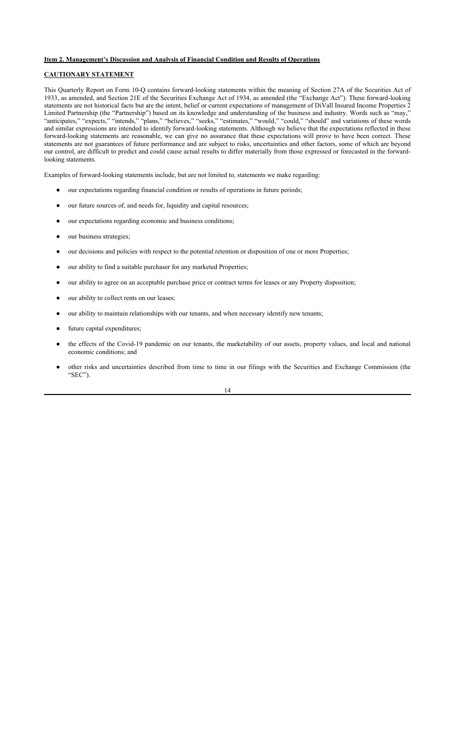**Item 2. Management's Discussion and Analysis of Financial Condition and Results of Operations**

**CAUTIONARY STATEMENT**

This Quarterly Report on Form 10-Q contains forward-looking statements within the meaning of Section 27A of the Securities Act of 1933, as amended, and Section 21E of the Securities Exchange Act of 1934, as amended (the "Exchange Act"). These forward-looking statements are not historical facts but are the intent, belief or current expectations of management of DiVall Insured Income Properties 2 Limited Partnership (the "Partnership") based on its knowledge and understanding of the business and industry. Words such as "may," "anticipates," "expects," "intends," "plans," "believes," "seeks," "estimates," "would," "could," "should" and variations of these words and similar expressions are intended to identify forward-looking statements. Although we believe that the expectations reflected in these forward-looking statements are reasonable, we can give no assurance that these expectations will prove to have been correct. These statements are not guarantees of future performance and are subject to risks, uncertainties and other factors, some of which are beyond our control, are difficult to predict and could cause actual results to differ materially from those expressed or forecasted in the forward-looking statements.

Examples of forward-looking statements include, but are not limited to, statements we make regarding:

- our expectations regarding financial condition or results of operations in future periods;
- our future sources of, and needs for, liquidity and capital resources;
- our expectations regarding economic and business conditions;
- our business strategies;
- our decisions and policies with respect to the potential retention or disposition of one or more Properties;
- our ability to find a suitable purchaser for any marketed Properties;
- our ability to agree on an acceptable purchase price or contract terms for leases or any Property disposition;
- our ability to collect rents on our leases;
- our ability to maintain relationships with our tenants, and when necessary identify new tenants;
- future capital expenditures;
- the effects of the Covid-19 pandemic on our tenants, the marketability of our assets, property values, and local and national economic conditions; and
- other risks and uncertainties described from time to time in our filings with the Securities and Exchange Commission (the "SEC").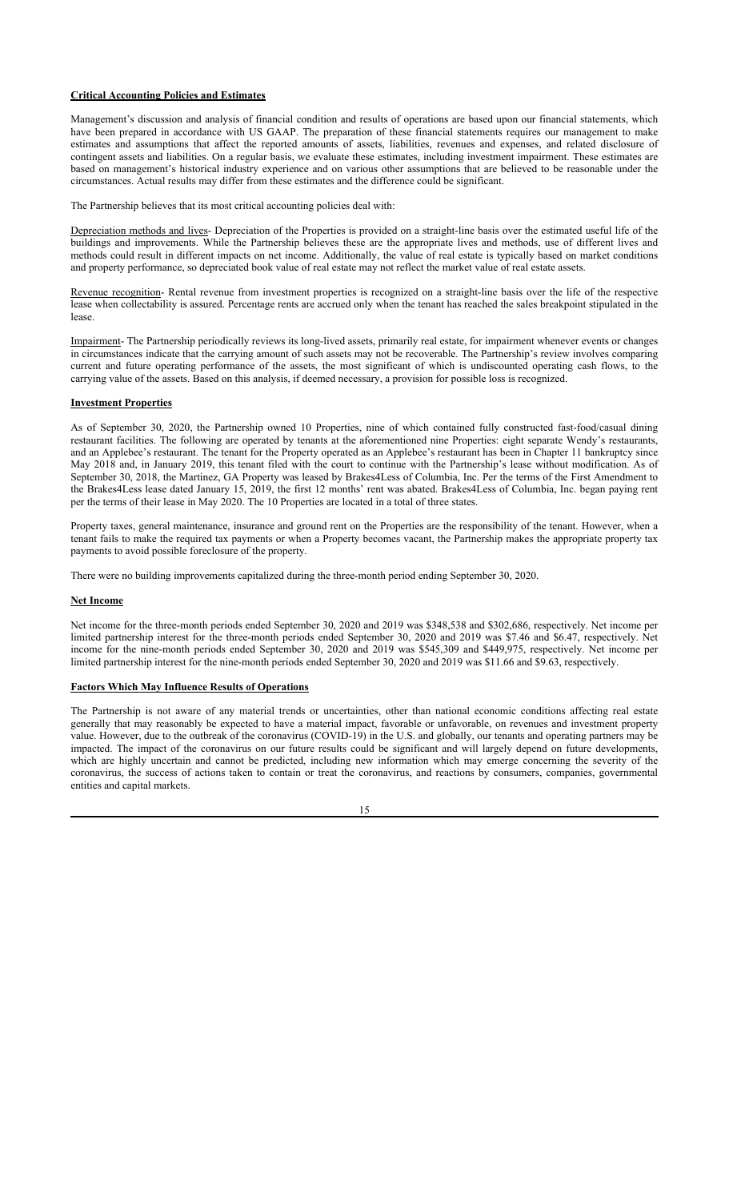**Critical Accounting Policies and Estimates**

Management's discussion and analysis of financial condition and results of operations are based upon our financial statements, which have been prepared in accordance with US GAAP. The preparation of these financial statements requires our management to make estimates and assumptions that affect the reported amounts of assets, liabilities, revenues and expenses, and related disclosure of contingent assets and liabilities. On a regular basis, we evaluate these estimates, including investment impairment. These estimates are based on management's historical industry experience and on various other assumptions that are believed to be reasonable under the circumstances. Actual results may differ from these estimates and the difference could be significant.

The Partnership believes that its most critical accounting policies deal with:

Depreciation methods and lives- Depreciation of the Properties is provided on a straight-line basis over the estimated useful life of the buildings and improvements. While the Partnership believes these are the appropriate lives and methods, use of different lives and methods could result in different impacts on net income. Additionally, the value of real estate is typically based on market conditions and property performance, so depreciated book value of real estate may not reflect the market value of real estate assets.

Revenue recognition- Rental revenue from investment properties is recognized on a straight-line basis over the life of the respective lease when collectability is assured. Percentage rents are accrued only when the tenant has reached the sales breakpoint stipulated in the lease.

Impairment- The Partnership periodically reviews its long-lived assets, primarily real estate, for impairment whenever events or changes in circumstances indicate that the carrying amount of such assets may not be recoverable. The Partnership's review involves comparing current and future operating performance of the assets, the most significant of which is undiscounted operating cash flows, to the carrying value of the assets. Based on this analysis, if deemed necessary, a provision for possible loss is recognized.

**Investment Properties**

As of September 30, 2020, the Partnership owned 10 Properties, nine of which contained fully constructed fast-food/casual dining restaurant facilities. The following are operated by tenants at the aforementioned nine Properties: eight separate Wendy's restaurants, and an Applebee's restaurant. The tenant for the Property operated as an Applebee's restaurant has been in Chapter 11 bankruptcy since May 2018 and, in January 2019, this tenant filed with the court to continue with the Partnership's lease without modification. As of September 30, 2018, the Martinez, GA Property was leased by Brakes4Less of Columbia, Inc. Per the terms of the First Amendment to the Brakes4Less lease dated January 15, 2019, the first 12 months' rent was abated. Brakes4Less of Columbia, Inc. began paying rent per the terms of their lease in May 2020. The 10 Properties are located in a total of three states.

Property taxes, general maintenance, insurance and ground rent on the Properties are the responsibility of the tenant. However, when a tenant fails to make the required tax payments or when a Property becomes vacant, the Partnership makes the appropriate property tax payments to avoid possible foreclosure of the property.

There were no building improvements capitalized during the three-month period ending September 30, 2020.

**Net Income**

Net income for the three-month periods ended September 30, 2020 and 2019 was $348,538 and $302,686, respectively. Net income per limited partnership interest for the three-month periods ended September 30, 2020 and 2019 was $7.46 and $6.47, respectively. Net income for the nine-month periods ended September 30, 2020 and 2019 was $545,309 and $449,975, respectively. Net income per limited partnership interest for the nine-month periods ended September 30, 2020 and 2019 was $11.66 and $9.63, respectively.

**Factors Which May Influence Results of Operations**

The Partnership is not aware of any material trends or uncertainties, other than national economic conditions affecting real estate generally that may reasonably be expected to have a material impact, favorable or unfavorable, on revenues and investment property value. However, due to the outbreak of the coronavirus (COVID-19) in the U.S. and globally, our tenants and operating partners may be impacted. The impact of the coronavirus on our future results could be significant and will largely depend on future developments, which are highly uncertain and cannot be predicted, including new information which may emerge concerning the severity of the coronavirus, the success of actions taken to contain or treat the coronavirus, and reactions by consumers, companies, governmental entities and capital markets.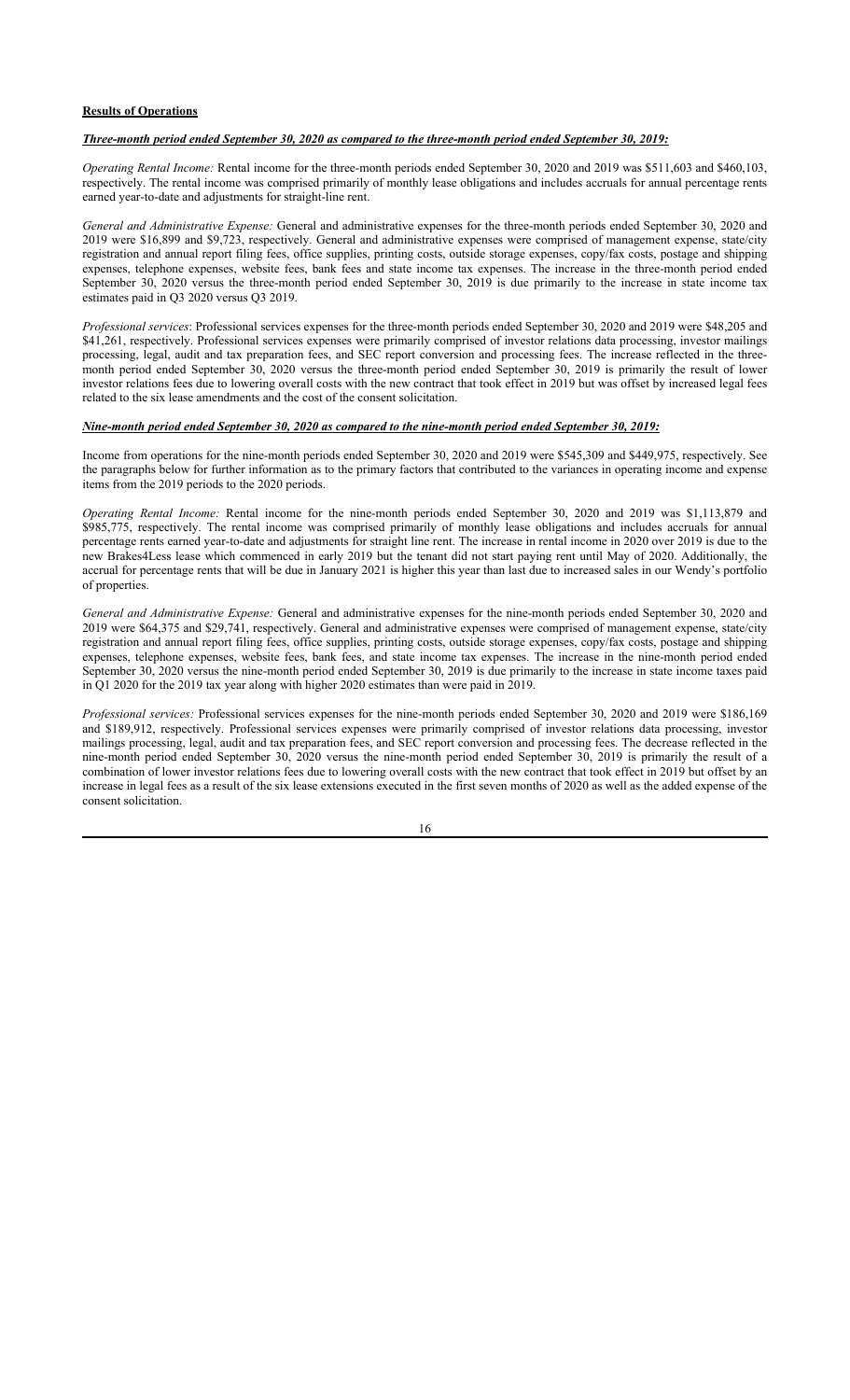**Results of Operations**

***Three-month period ended September 30, 2020 as compared to the three-month period ended September 30, 2019:***

*Operating Rental Income:* Rental income for the three-month periods ended September 30, 2020 and 2019 was $511,603 and $460,103, respectively. The rental income was comprised primarily of monthly lease obligations and includes accruals for annual percentage rents earned year-to-date and adjustments for straight-line rent.

*General and Administrative Expense:* General and administrative expenses for the three-month periods ended September 30, 2020 and 2019 were $16,899 and $9,723, respectively. General and administrative expenses were comprised of management expense, state/city registration and annual report filing fees, office supplies, printing costs, outside storage expenses, copy/fax costs, postage and shipping expenses, telephone expenses, website fees, bank fees and state income tax expenses. The increase in the three-month period ended September 30, 2020 versus the three-month period ended September 30, 2019 is due primarily to the increase in state income tax estimates paid in Q3 2020 versus Q3 2019.

*Professional services*: Professional services expenses for the three-month periods ended September 30, 2020 and 2019 were $48,205 and $41,261, respectively. Professional services expenses were primarily comprised of investor relations data processing, investor mailings processing, legal, audit and tax preparation fees, and SEC report conversion and processing fees. The increase reflected in the three-month period ended September 30, 2020 versus the three-month period ended September 30, 2019 is primarily the result of lower investor relations fees due to lowering overall costs with the new contract that took effect in 2019 but was offset by increased legal fees related to the six lease amendments and the cost of the consent solicitation.

***Nine-month period ended September 30, 2020 as compared to the nine-month period ended September 30, 2019:***

Income from operations for the nine-month periods ended September 30, 2020 and 2019 were $545,309 and $449,975, respectively. See the paragraphs below for further information as to the primary factors that contributed to the variances in operating income and expense items from the 2019 periods to the 2020 periods.

*Operating Rental Income:* Rental income for the nine-month periods ended September 30, 2020 and 2019 was $1,113,879 and $985,775, respectively. The rental income was comprised primarily of monthly lease obligations and includes accruals for annual percentage rents earned year-to-date and adjustments for straight line rent. The increase in rental income in 2020 over 2019 is due to the new Brakes4Less lease which commenced in early 2019 but the tenant did not start paying rent until May of 2020. Additionally, the accrual for percentage rents that will be due in January 2021 is higher this year than last due to increased sales in our Wendy's portfolio of properties.

*General and Administrative Expense:* General and administrative expenses for the nine-month periods ended September 30, 2020 and 2019 were $64,375 and $29,741, respectively. General and administrative expenses were comprised of management expense, state/city registration and annual report filing fees, office supplies, printing costs, outside storage expenses, copy/fax costs, postage and shipping expenses, telephone expenses, website fees, bank fees, and state income tax expenses. The increase in the nine-month period ended September 30, 2020 versus the nine-month period ended September 30, 2019 is due primarily to the increase in state income taxes paid in Q1 2020 for the 2019 tax year along with higher 2020 estimates than were paid in 2019.

*Professional services:* Professional services expenses for the nine-month periods ended September 30, 2020 and 2019 were $186,169 and $189,912, respectively. Professional services expenses were primarily comprised of investor relations data processing, investor mailings processing, legal, audit and tax preparation fees, and SEC report conversion and processing fees. The decrease reflected in the nine-month period ended September 30, 2020 versus the nine-month period ended September 30, 2019 is primarily the result of a combination of lower investor relations fees due to lowering overall costs with the new contract that took effect in 2019 but offset by an increase in legal fees as a result of the six lease extensions executed in the first seven months of 2020 as well as the added expense of the consent solicitation.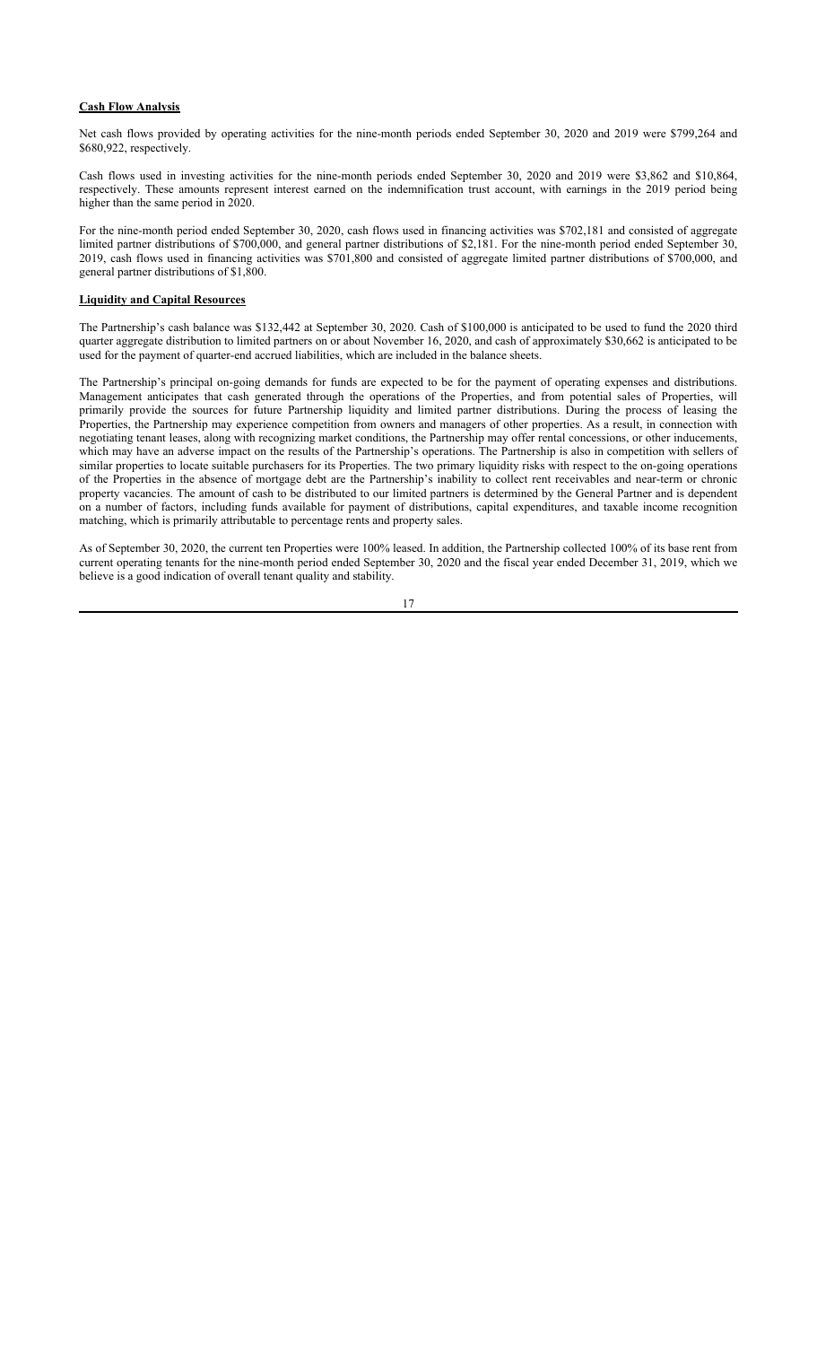**Cash Flow Analysis**

Net cash flows provided by operating activities for the nine-month periods ended September 30, 2020 and 2019 were $799,264 and $680,922, respectively.

Cash flows used in investing activities for the nine-month periods ended September 30, 2020 and 2019 were $3,862 and $10,864, respectively. These amounts represent interest earned on the indemnification trust account, with earnings in the 2019 period being higher than the same period in 2020.

For the nine-month period ended September 30, 2020, cash flows used in financing activities was $702,181 and consisted of aggregate limited partner distributions of $700,000, and general partner distributions of $2,181. For the nine-month period ended September 30, 2019, cash flows used in financing activities was $701,800 and consisted of aggregate limited partner distributions of $700,000, and general partner distributions of $1,800.

**Liquidity and Capital Resources**

The Partnership's cash balance was $132,442 at September 30, 2020. Cash of $100,000 is anticipated to be used to fund the 2020 third quarter aggregate distribution to limited partners on or about November 16, 2020, and cash of approximately $30,662 is anticipated to be used for the payment of quarter-end accrued liabilities, which are included in the balance sheets.

The Partnership's principal on-going demands for funds are expected to be for the payment of operating expenses and distributions. Management anticipates that cash generated through the operations of the Properties, and from potential sales of Properties, will primarily provide the sources for future Partnership liquidity and limited partner distributions. During the process of leasing the Properties, the Partnership may experience competition from owners and managers of other properties. As a result, in connection with negotiating tenant leases, along with recognizing market conditions, the Partnership may offer rental concessions, or other inducements, which may have an adverse impact on the results of the Partnership's operations. The Partnership is also in competition with sellers of similar properties to locate suitable purchasers for its Properties. The two primary liquidity risks with respect to the on-going operations of the Properties in the absence of mortgage debt are the Partnership's inability to collect rent receivables and near-term or chronic property vacancies. The amount of cash to be distributed to our limited partners is determined by the General Partner and is dependent on a number of factors, including funds available for payment of distributions, capital expenditures, and taxable income recognition matching, which is primarily attributable to percentage rents and property sales.

As of September 30, 2020, the current ten Properties were 100% leased. In addition, the Partnership collected 100% of its base rent from current operating tenants for the nine-month period ended September 30, 2020 and the fiscal year ended December 31, 2019, which we believe is a good indication of overall tenant quality and stability.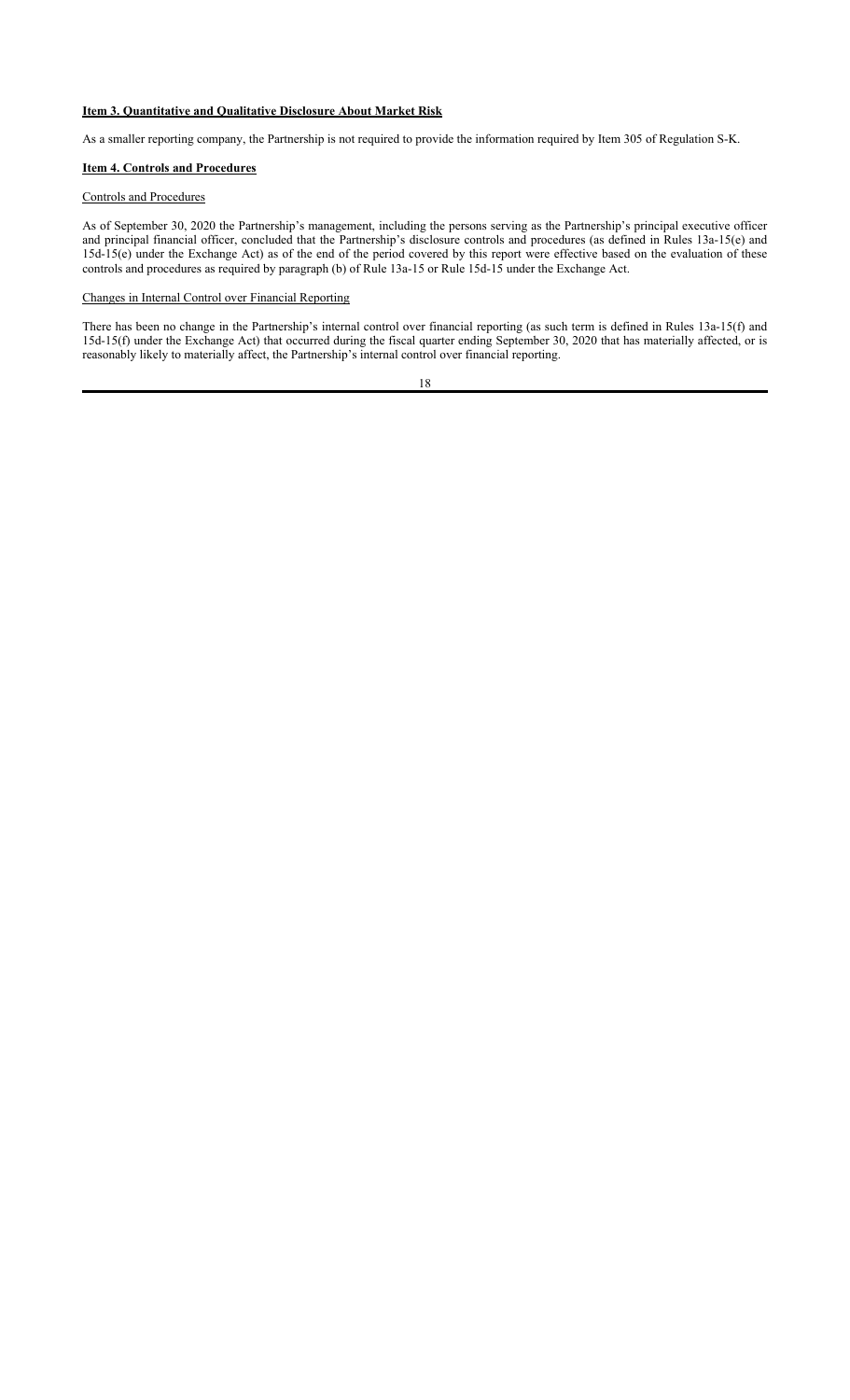**Item 3. Quantitative and Qualitative Disclosure About Market Risk**

As a smaller reporting company, the Partnership is not required to provide the information required by Item 305 of Regulation S-K.

**Item 4. Controls and Procedures**

Controls and Procedures

As of September 30, 2020 the Partnership's management, including the persons serving as the Partnership's principal executive officer and principal financial officer, concluded that the Partnership's disclosure controls and procedures (as defined in Rules 13a-15(e) and 15d-15(e) under the Exchange Act) as of the end of the period covered by this report were effective based on the evaluation of these controls and procedures as required by paragraph (b) of Rule 13a-15 or Rule 15d-15 under the Exchange Act.

Changes in Internal Control over Financial Reporting

There has been no change in the Partnership's internal control over financial reporting (as such term is defined in Rules 13a-15(f) and 15d-15(f) under the Exchange Act) that occurred during the fiscal quarter ending September 30, 2020 that has materially affected, or is reasonably likely to materially affect, the Partnership's internal control over financial reporting.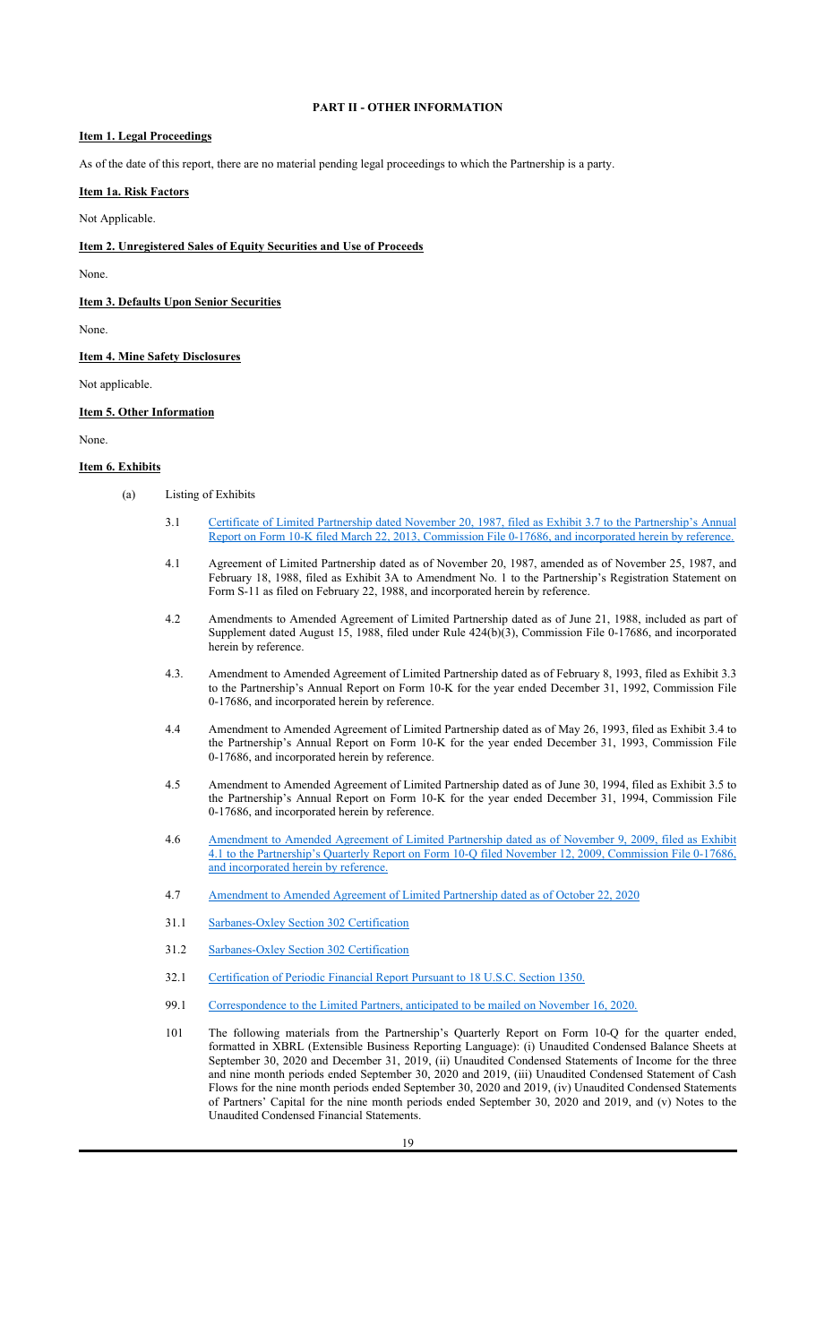## PART II - OTHER INFORMATION

### Item 1. Legal Proceedings

As of the date of this report, there are no material pending legal proceedings to which the Partnership is a party.

### Item 1a. Risk Factors

Not Applicable.

### Item 2. Unregistered Sales of Equity Securities and Use of Proceeds

None.

### Item 3. Defaults Upon Senior Securities

None.

### Item 4. Mine Safety Disclosures

Not applicable.

### Item 5. Other Information

None.

### Item 6. Exhibits

(a) Listing of Exhibits

3.1 Certificate of Limited Partnership dated November 20, 1987, filed as Exhibit 3.7 to the Partnership's Annual Report on Form 10-K filed March 22, 2013, Commission File 0-17686, and incorporated herein by reference.

4.1 Agreement of Limited Partnership dated as of November 20, 1987, amended as of November 25, 1987, and February 18, 1988, filed as Exhibit 3A to Amendment No. 1 to the Partnership's Registration Statement on Form S-11 as filed on February 22, 1988, and incorporated herein by reference.

4.2 Amendments to Amended Agreement of Limited Partnership dated as of June 21, 1988, included as part of Supplement dated August 15, 1988, filed under Rule 424(b)(3), Commission File 0-17686, and incorporated herein by reference.

4.3. Amendment to Amended Agreement of Limited Partnership dated as of February 8, 1993, filed as Exhibit 3.3 to the Partnership's Annual Report on Form 10-K for the year ended December 31, 1992, Commission File 0-17686, and incorporated herein by reference.

4.4 Amendment to Amended Agreement of Limited Partnership dated as of May 26, 1993, filed as Exhibit 3.4 to the Partnership's Annual Report on Form 10-K for the year ended December 31, 1993, Commission File 0-17686, and incorporated herein by reference.

4.5 Amendment to Amended Agreement of Limited Partnership dated as of June 30, 1994, filed as Exhibit 3.5 to the Partnership's Annual Report on Form 10-K for the year ended December 31, 1994, Commission File 0-17686, and incorporated herein by reference.

4.6 Amendment to Amended Agreement of Limited Partnership dated as of November 9, 2009, filed as Exhibit 4.1 to the Partnership's Quarterly Report on Form 10-Q filed November 12, 2009, Commission File 0-17686, and incorporated herein by reference.

4.7 Amendment to Amended Agreement of Limited Partnership dated as of October 22, 2020

31.1 Sarbanes-Oxley Section 302 Certification

31.2 Sarbanes-Oxley Section 302 Certification

32.1 Certification of Periodic Financial Report Pursuant to 18 U.S.C. Section 1350.

99.1 Correspondence to the Limited Partners, anticipated to be mailed on November 16, 2020.

101 The following materials from the Partnership's Quarterly Report on Form 10-Q for the quarter ended, formatted in XBRL (Extensible Business Reporting Language): (i) Unaudited Condensed Balance Sheets at September 30, 2020 and December 31, 2019, (ii) Unaudited Condensed Statements of Income for the three and nine month periods ended September 30, 2020 and 2019, (iii) Unaudited Condensed Statement of Cash Flows for the nine month periods ended September 30, 2020 and 2019, (iv) Unaudited Condensed Statements of Partners' Capital for the nine month periods ended September 30, 2020 and 2019, and (v) Notes to the Unaudited Condensed Financial Statements.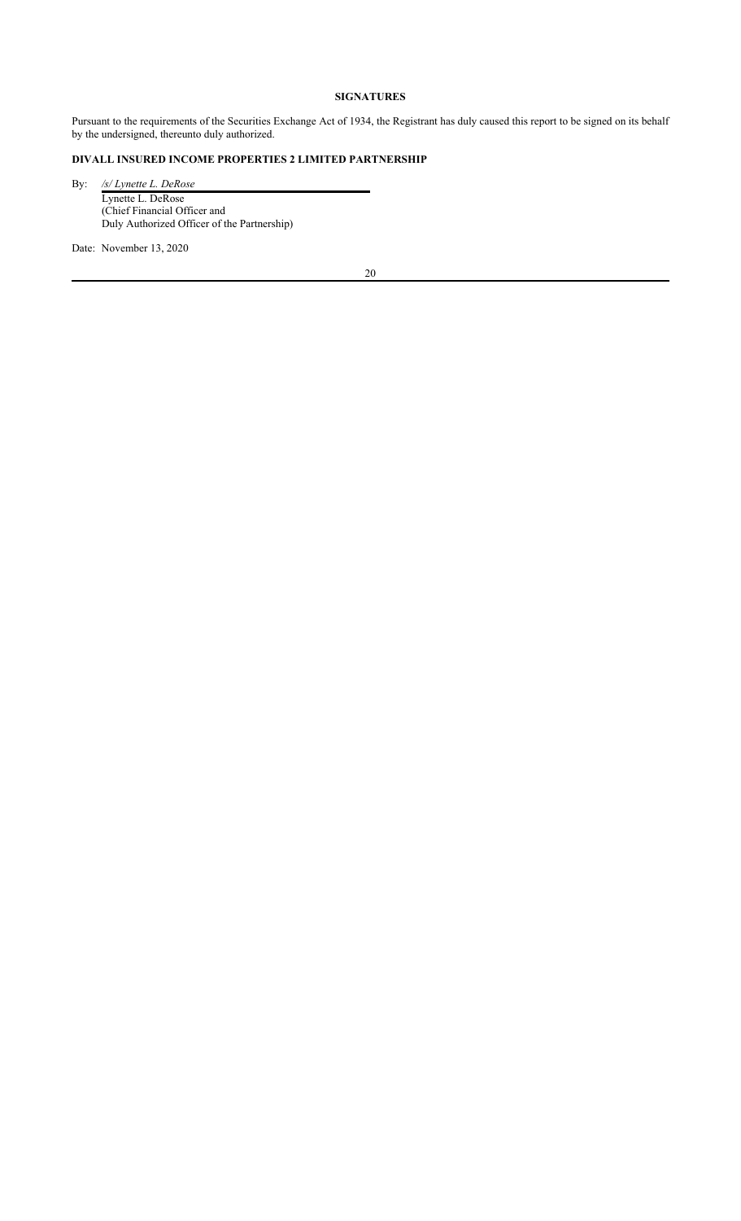## SIGNATURES

Pursuant to the requirements of the Securities Exchange Act of 1934, the Registrant has duly caused this report to be signed on its behalf by the undersigned, thereunto duly authorized.

**DIVALL INSURED INCOME PROPERTIES 2 LIMITED PARTNERSHIP**

By: */s/ Lynette L. DeRose*

Lynette L. DeRose
(Chief Financial Officer and
Duly Authorized Officer of the Partnership)

Date: November 13, 2020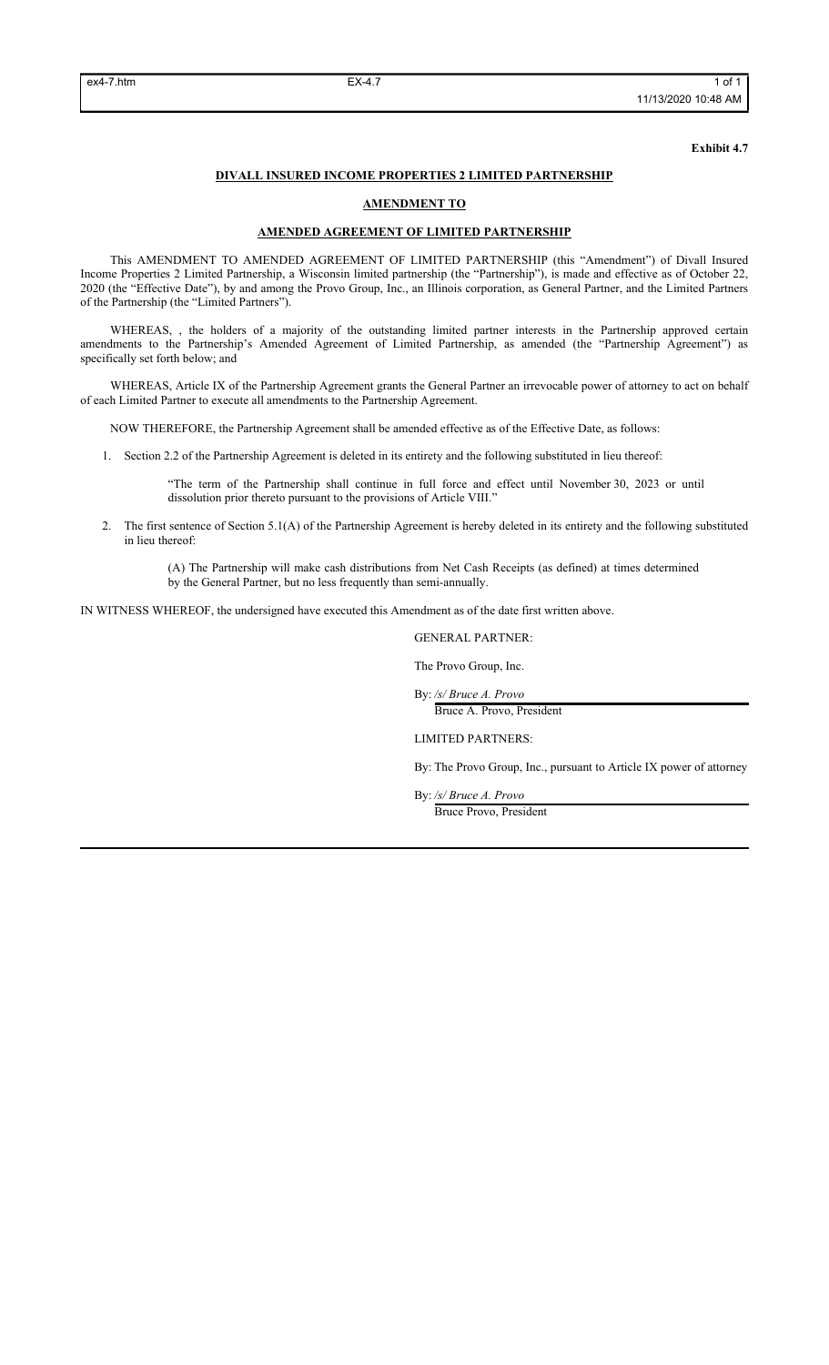**Exhibit 4.7**

**DIVALL INSURED INCOME PROPERTIES 2 LIMITED PARTNERSHIP**

**AMENDMENT TO**

**AMENDED AGREEMENT OF LIMITED PARTNERSHIP**

This AMENDMENT TO AMENDED AGREEMENT OF LIMITED PARTNERSHIP (this "Amendment") of Divall Insured Income Properties 2 Limited Partnership, a Wisconsin limited partnership (the "Partnership"), is made and effective as of October 22, 2020 (the "Effective Date"), by and among the Provo Group, Inc., an Illinois corporation, as General Partner, and the Limited Partners of the Partnership (the "Limited Partners").

WHEREAS, , the holders of a majority of the outstanding limited partner interests in the Partnership approved certain amendments to the Partnership's Amended Agreement of Limited Partnership, as amended (the "Partnership Agreement") as specifically set forth below; and

WHEREAS, Article IX of the Partnership Agreement grants the General Partner an irrevocable power of attorney to act on behalf of each Limited Partner to execute all amendments to the Partnership Agreement.

NOW THEREFORE, the Partnership Agreement shall be amended effective as of the Effective Date, as follows:

1. Section 2.2 of the Partnership Agreement is deleted in its entirety and the following substituted in lieu thereof:

   "The term of the Partnership shall continue in full force and effect until November 30, 2023 or until dissolution prior thereto pursuant to the provisions of Article VIII."

2. The first sentence of Section 5.1(A) of the Partnership Agreement is hereby deleted in its entirety and the following substituted in lieu thereof:

   (A) The Partnership will make cash distributions from Net Cash Receipts (as defined) at times determined by the General Partner, but no less frequently than semi-annually.

IN WITNESS WHEREOF, the undersigned have executed this Amendment as of the date first written above.

GENERAL PARTNER:

The Provo Group, Inc.

By: */s/ Bruce A. Provo*
Bruce A. Provo, President

LIMITED PARTNERS:

By: The Provo Group, Inc., pursuant to Article IX power of attorney

By: */s/ Bruce A. Provo*
Bruce Provo, President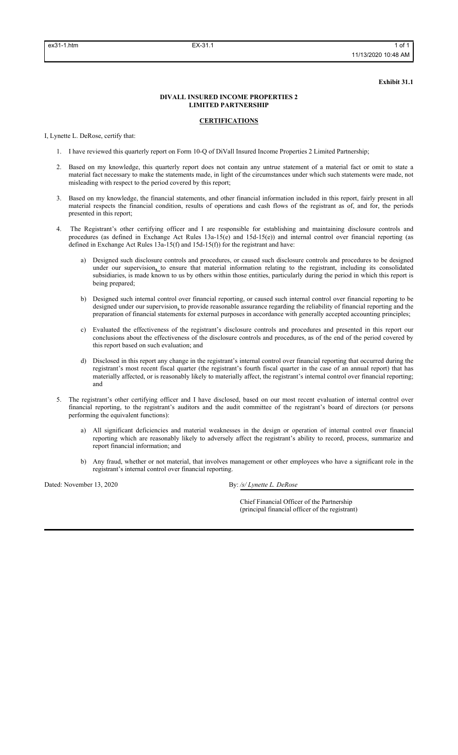**Exhibit 31.1**

**DIVALL INSURED INCOME PROPERTIES 2**
**LIMITED PARTNERSHIP**

**CERTIFICATIONS**

I, Lynette L. DeRose, certify that:

1. I have reviewed this quarterly report on Form 10-Q of DiVall Insured Income Properties 2 Limited Partnership;

2. Based on my knowledge, this quarterly report does not contain any untrue statement of a material fact or omit to state a material fact necessary to make the statements made, in light of the circumstances under which such statements were made, not misleading with respect to the period covered by this report;

3. Based on my knowledge, the financial statements, and other financial information included in this report, fairly present in all material respects the financial condition, results of operations and cash flows of the registrant as of, and for, the periods presented in this report;

4. The Registrant's other certifying officer and I are responsible for establishing and maintaining disclosure controls and procedures (as defined in Exchange Act Rules 13a-15(e) and 15d-15(e)) and internal control over financial reporting (as defined in Exchange Act Rules 13a-15(f) and 15d-15(f)) for the registrant and have:

   a) Designed such disclosure controls and procedures, or caused such disclosure controls and procedures to be designed under our supervision, to ensure that material information relating to the registrant, including its consolidated subsidiaries, is made known to us by others within those entities, particularly during the period in which this report is being prepared;

   b) Designed such internal control over financial reporting, or caused such internal control over financial reporting to be designed under our supervision, to provide reasonable assurance regarding the reliability of financial reporting and the preparation of financial statements for external purposes in accordance with generally accepted accounting principles;

   c) Evaluated the effectiveness of the registrant's disclosure controls and procedures and presented in this report our conclusions about the effectiveness of the disclosure controls and procedures, as of the end of the period covered by this report based on such evaluation; and

   d) Disclosed in this report any change in the registrant's internal control over financial reporting that occurred during the registrant's most recent fiscal quarter (the registrant's fourth fiscal quarter in the case of an annual report) that has materially affected, or is reasonably likely to materially affect, the registrant's internal control over financial reporting; and

5. The registrant's other certifying officer and I have disclosed, based on our most recent evaluation of internal control over financial reporting, to the registrant's auditors and the audit committee of the registrant's board of directors (or persons performing the equivalent functions):

   a) All significant deficiencies and material weaknesses in the design or operation of internal control over financial reporting which are reasonably likely to adversely affect the registrant's ability to record, process, summarize and report financial information; and

   b) Any fraud, whether or not material, that involves management or other employees who have a significant role in the registrant's internal control over financial reporting.

Dated: November 13, 2020

By: */s/ Lynette L. DeRose*

Chief Financial Officer of the Partnership
(principal financial officer of the registrant)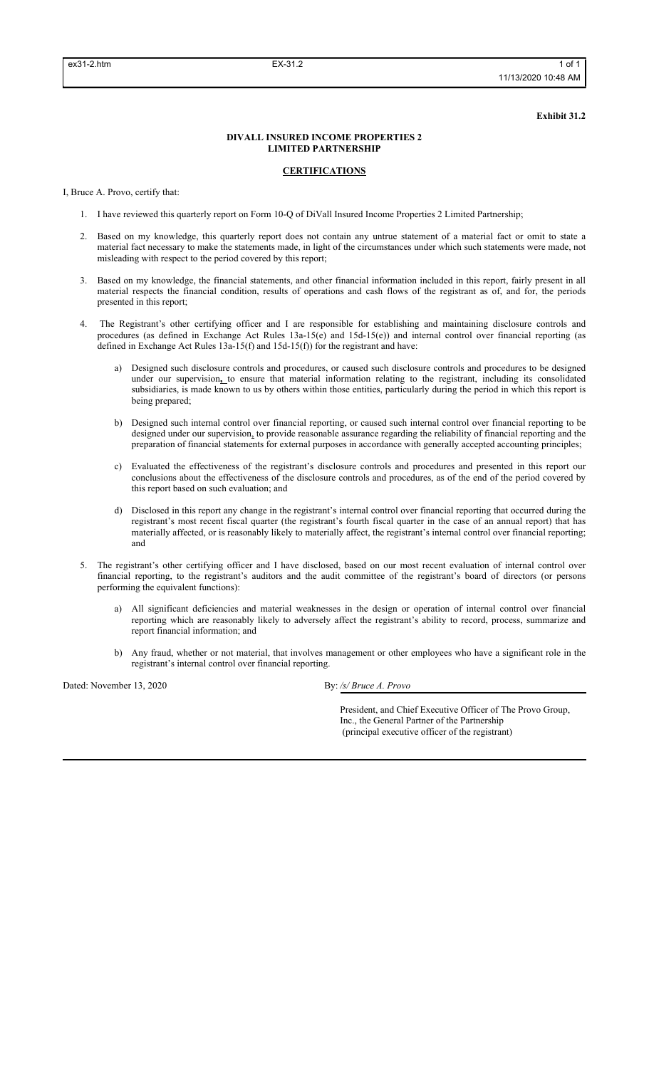**Exhibit 31.2**

**DIVALL INSURED INCOME PROPERTIES 2**
**LIMITED PARTNERSHIP**

**CERTIFICATIONS**

I, Bruce A. Provo, certify that:

1. I have reviewed this quarterly report on Form 10-Q of DiVall Insured Income Properties 2 Limited Partnership;

2. Based on my knowledge, this quarterly report does not contain any untrue statement of a material fact or omit to state a material fact necessary to make the statements made, in light of the circumstances under which such statements were made, not misleading with respect to the period covered by this report;

3. Based on my knowledge, the financial statements, and other financial information included in this report, fairly present in all material respects the financial condition, results of operations and cash flows of the registrant as of, and for, the periods presented in this report;

4. The Registrant's other certifying officer and I are responsible for establishing and maintaining disclosure controls and procedures (as defined in Exchange Act Rules 13a-15(e) and 15d-15(e)) and internal control over financial reporting (as defined in Exchange Act Rules 13a-15(f) and 15d-15(f)) for the registrant and have:

    a) Designed such disclosure controls and procedures, or caused such disclosure controls and procedures to be designed under our supervision, to ensure that material information relating to the registrant, including its consolidated subsidiaries, is made known to us by others within those entities, particularly during the period in which this report is being prepared;

    b) Designed such internal control over financial reporting, or caused such internal control over financial reporting to be designed under our supervision, to provide reasonable assurance regarding the reliability of financial reporting and the preparation of financial statements for external purposes in accordance with generally accepted accounting principles;

    c) Evaluated the effectiveness of the registrant's disclosure controls and procedures and presented in this report our conclusions about the effectiveness of the disclosure controls and procedures, as of the end of the period covered by this report based on such evaluation; and

    d) Disclosed in this report any change in the registrant's internal control over financial reporting that occurred during the registrant's most recent fiscal quarter (the registrant's fourth fiscal quarter in the case of an annual report) that has materially affected, or is reasonably likely to materially affect, the registrant's internal control over financial reporting; and

5. The registrant's other certifying officer and I have disclosed, based on our most recent evaluation of internal control over financial reporting, to the registrant's auditors and the audit committee of the registrant's board of directors (or persons performing the equivalent functions):

    a) All significant deficiencies and material weaknesses in the design or operation of internal control over financial reporting which are reasonably likely to adversely affect the registrant's ability to record, process, summarize and report financial information; and

    b) Any fraud, whether or not material, that involves management or other employees who have a significant role in the registrant's internal control over financial reporting.

Dated: November 13, 2020

By: */s/ Bruce A. Provo*

President, and Chief Executive Officer of The Provo Group, Inc., the General Partner of the Partnership
(principal executive officer of the registrant)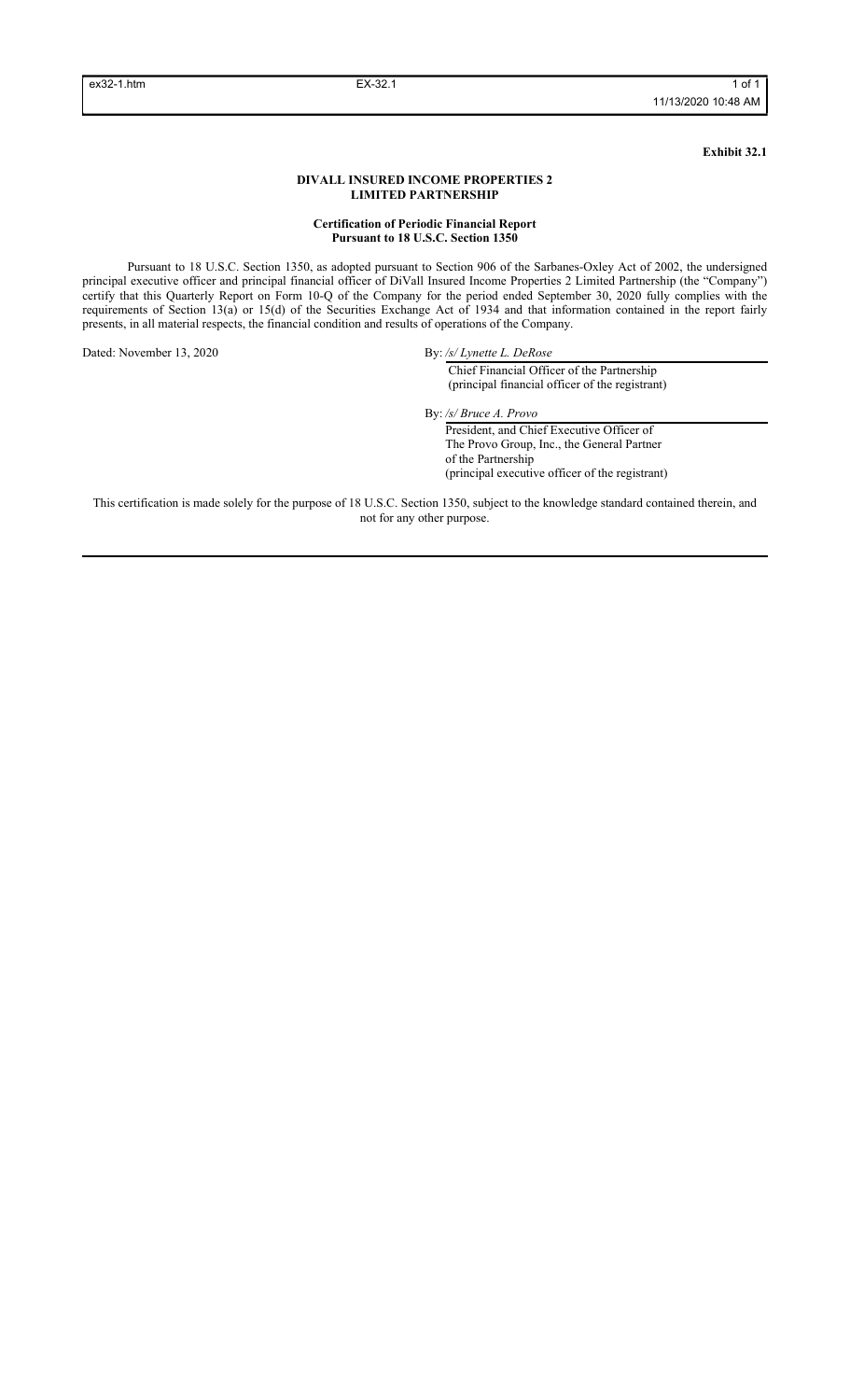**Exhibit 32.1**

**DIVALL INSURED INCOME PROPERTIES 2 LIMITED PARTNERSHIP**

**Certification of Periodic Financial Report Pursuant to 18 U.S.C. Section 1350**

Pursuant to 18 U.S.C. Section 1350, as adopted pursuant to Section 906 of the Sarbanes-Oxley Act of 2002, the undersigned principal executive officer and principal financial officer of DiVall Insured Income Properties 2 Limited Partnership (the "Company") certify that this Quarterly Report on Form 10-Q of the Company for the period ended September 30, 2020 fully complies with the requirements of Section 13(a) or 15(d) of the Securities Exchange Act of 1934 and that information contained in the report fairly presents, in all material respects, the financial condition and results of operations of the Company.

Dated: November 13, 2020

By: */s/ Lynette L. DeRose*
Chief Financial Officer of the Partnership
(principal financial officer of the registrant)

By: */s/ Bruce A. Provo*
President, and Chief Executive Officer of
The Provo Group, Inc., the General Partner
of the Partnership
(principal executive officer of the registrant)

This certification is made solely for the purpose of 18 U.S.C. Section 1350, subject to the knowledge standard contained therein, and not for any other purpose.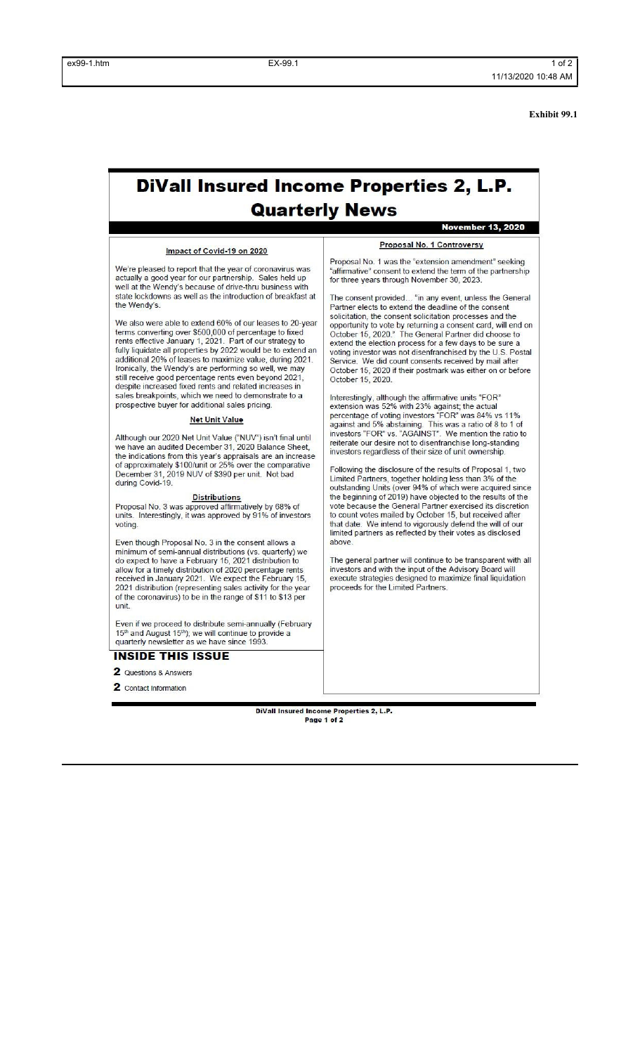**Exhibit 99.1**

# DiVall Insured Income Properties 2, L.P.
# Quarterly News

**November 13, 2020**

### Impact of Covid-19 on 2020

We're pleased to report that the year of coronavirus was actually a good year for our partnership. Sales held up well at the Wendy's because of drive-thru business with state lockdowns as well as the introduction of breakfast at the Wendy's.

We also were able to extend 60% of our leases to 20-year terms converting over $500,000 of percentage to fixed rents effective January 1, 2021. Part of our strategy to fully liquidate all properties by 2022 would be to extend an additional 20% of leases to maximize value, during 2021. Ironically, the Wendy's are performing so well, we may still receive good percentage rents even beyond 2021, despite increased fixed rents and related increases in sales breakpoints, which we need to demonstrate to a prospective buyer for additional sales pricing.

### Net Unit Value

Although our 2020 Net Unit Value ("NUV") isn't final until we have an audited December 31, 2020 Balance Sheet, the indications from this year's appraisals are an increase of approximately $100/unit or 25% over the comparative December 31, 2019 NUV of $390 per unit. Not bad during Covid-19.

### Distributions

Proposal No. 3 was approved affirmatively by 68% of units. Interestingly, it was approved by 91% of investors voting.

Even though Proposal No. 3 in the consent allows a minimum of semi-annual distributions (vs. quarterly) we do expect to have a February 15, 2021 distribution to allow for a timely distribution of 2020 percentage rents received in January 2021. We expect the February 15, 2021 distribution (representing sales activity for the year of the coronavirus) to be in the range of $11 to $13 per unit.

Even if we proceed to distribute semi-annually (February 15th and August 15th); we will continue to provide a quarterly newsletter as we have since 1993.

### INSIDE THIS ISSUE

**2** Questions & Answers

**2** Contact Information

### Proposal No. 1 Controversy

Proposal No. 1 was the "extension amendment" seeking "affirmative" consent to extend the term of the partnership for three years through November 30, 2023.

The consent provided… "in any event, unless the General Partner elects to extend the deadline of the consent solicitation, the consent solicitation processes and the opportunity to vote by returning a consent card, will end on October 15, 2020." The General Partner did choose to extend the election process for a few days to be sure a voting investor was not disenfranchised by the U.S. Postal Service. We did count consents received by mail after October 15, 2020 if their postmark was either on or before October 15, 2020.

Interestingly, although the affirmative units "FOR" extension was 52% with 23% against; the actual percentage of voting investors "FOR" was 84% vs 11% against and 5% abstaining. This was a ratio of 8 to 1 of investors "FOR" vs. "AGAINST". We mention the ratio to reiterate our desire not to disenfranchise long-standing investors regardless of their size of unit ownership.

Following the disclosure of the results of Proposal 1, two Limited Partners, together holding less than 3% of the outstanding Units (over 94% of which were acquired since the beginning of 2019) have objected to the results of the vote because the General Partner exercised its discretion to count votes mailed by October 15, but received after that date. We intend to vigorously defend the will of our limited partners as reflected by their votes as disclosed above.

The general partner will continue to be transparent with all investors and with the input of the Advisory Board will execute strategies designed to maximize final liquidation proceeds for the Limited Partners.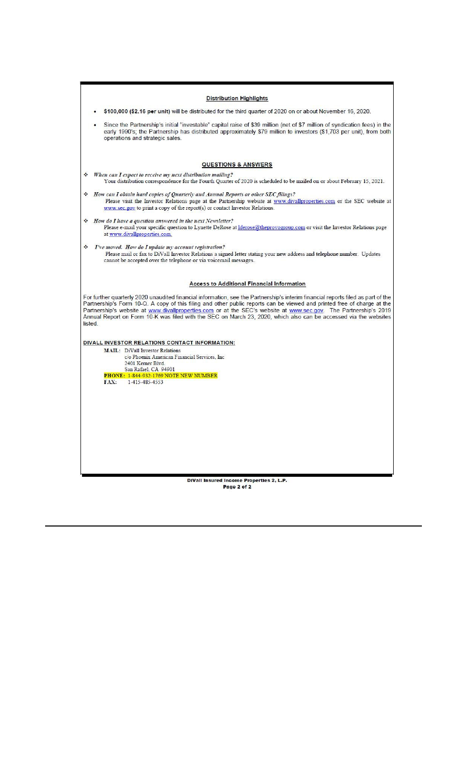## Distribution Highlights

- **$100,000 ($2.16 per unit)** will be distributed for the third quarter of 2020 on or about November 16, 2020.
- Since the Partnership's initial "investable" capital raise of $39 million (net of $7 million of syndication fees) in the early 1990's; the Partnership has distributed approximately $79 million to investors ($1,703 per unit), from both operations and strategic sales.

## QUESTIONS & ANSWERS

- ***When can I expect to receive my next distribution mailing?***
  Your distribution correspondence for the Fourth Quarter of 2020 is scheduled to be mailed on or about February 15, 2021.

- ***How can I obtain hard copies of Quarterly and Annual Reports or other SEC filings?***
  Please visit the Investor Relations page at the Partnership website at www.divallproperties.com or the SEC website at www.sec.gov to print a copy of the report(s) or contact Investor Relations.

- ***How do I have a question answered in the next Newsletter?***
  Please e-mail your specific question to Lynette DeRose at lderose@theprovogroup.com or visit the Investor Relations page at www.divallproperties.com.

- ***I've moved. How do I update my account registration?***
  Please mail or fax to DiVall Investor Relations a signed letter stating your new address and telephone number. Updates cannot be accepted over the telephone or via voicemail messages.

## Access to Additional Financial Information

For further quarterly 2020 unaudited financial information, see the Partnership's interim financial reports filed as part of the Partnership's Form 10-Q. A copy of this filing and other public reports can be viewed and printed free of charge at the Partnership's website at www.divallproperties.com or at the SEC's website at www.sec.gov. The Partnership's 2019 Annual Report on Form 10-K was filed with the SEC on March 23, 2020, which also can be accessed via the websites listed.

**DIVALL INVESTOR RELATIONS CONTACT INFORMATION:**

**MAIL:** DiVall Investor Relations
c/o Phoenix American Financial Services, Inc
2401 Kerner Blvd.
San Rafael, CA 94901

**PHONE:** 1-844-932-1769 NOTE NEW NUMBER

**FAX:** 1-415-485-4553

DiVall Insured Income Properties 2, L.P.